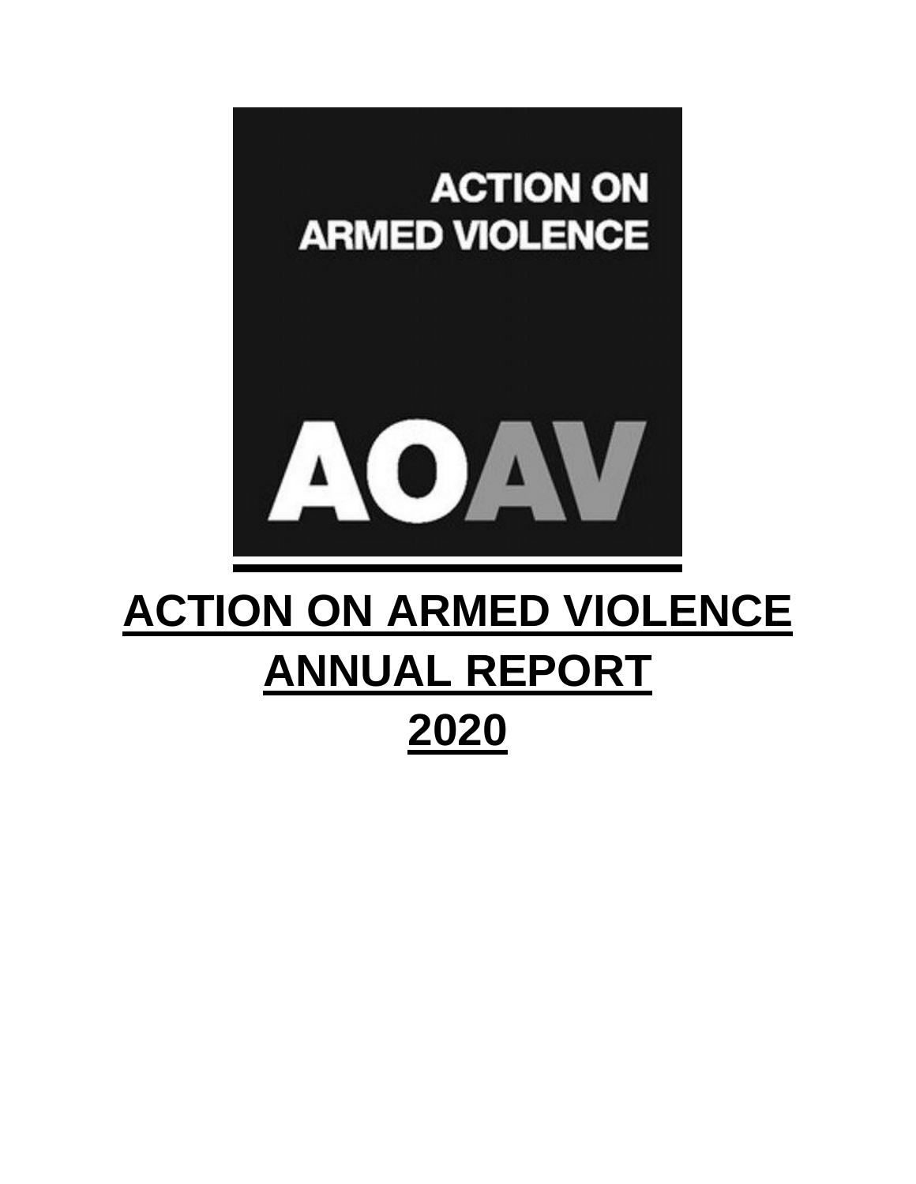ACTION ON
ARMED VIOLENCE

AOAV

# ACTION ON ARMED VIOLENCE
# ANNUAL REPORT
# 2020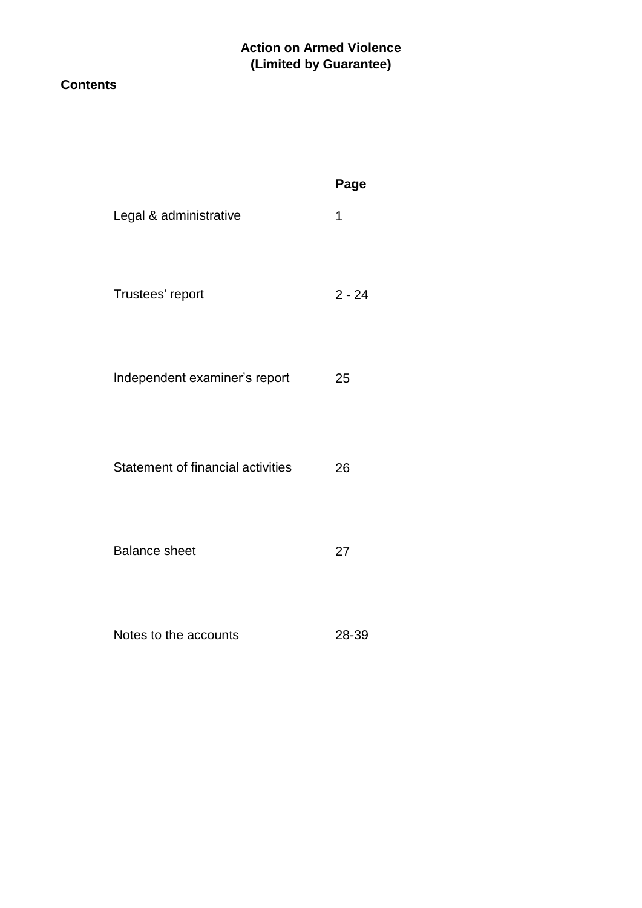**Action on Armed Violence**
**(Limited by Guarantee)**

## Contents

| | Page |
|---|---|
| Legal & administrative | 1 |
| Trustees' report | 2 - 24 |
| Independent examiner’s report | 25 |
| Statement of financial activities | 26 |
| Balance sheet | 27 |
| Notes to the accounts | 28-39 |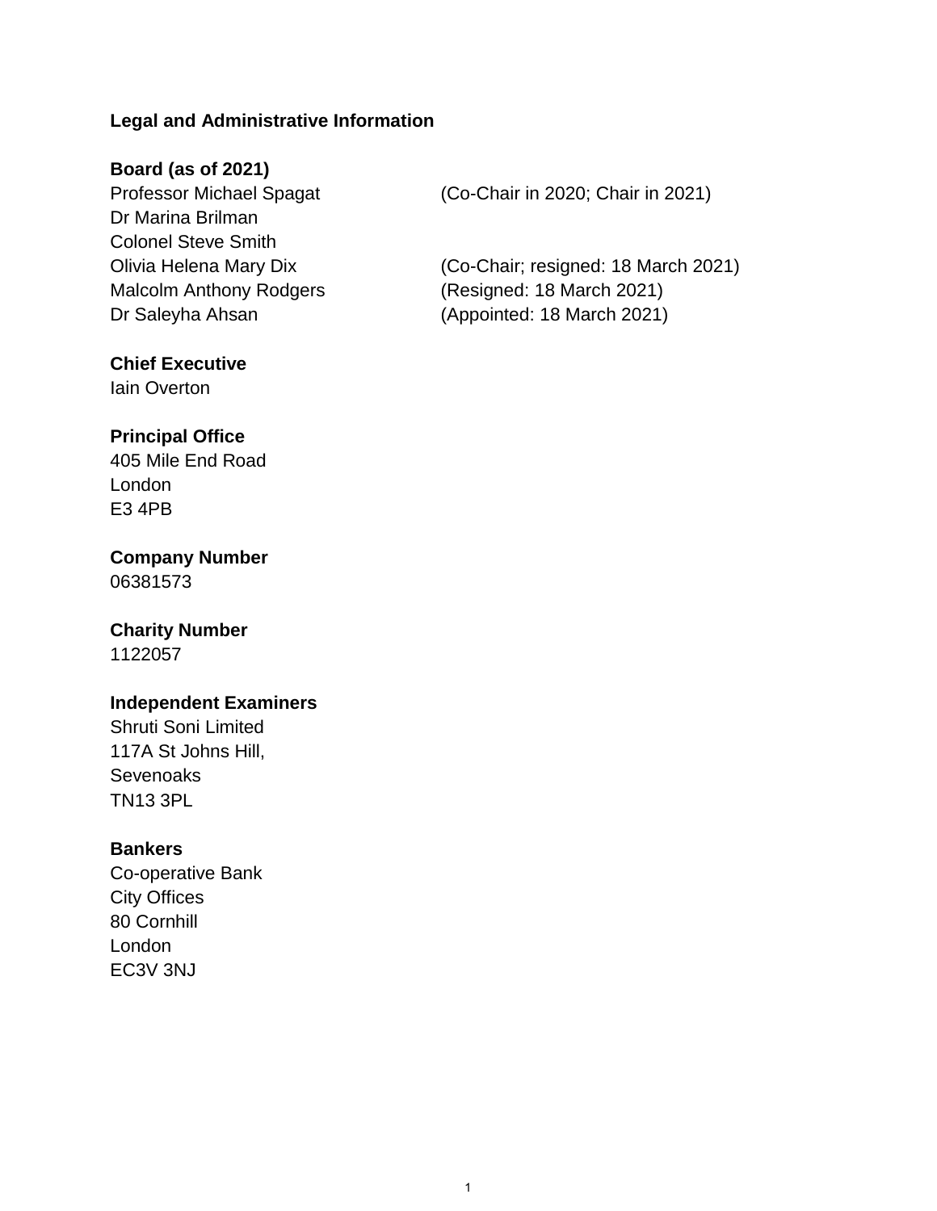## Legal and Administrative Information

**Board (as of 2021)**

| | |
|---|---|
| Professor Michael Spagat | (Co-Chair in 2020; Chair in 2021) |
| Dr Marina Brilman | |
| Colonel Steve Smith | |
| Olivia Helena Mary Dix | (Co-Chair; resigned: 18 March 2021) |
| Malcolm Anthony Rodgers | (Resigned: 18 March 2021) |
| Dr Saleyha Ahsan | (Appointed: 18 March 2021) |

**Chief Executive**
Iain Overton

**Principal Office**
405 Mile End Road
London
E3 4PB

**Company Number**
06381573

**Charity Number**
1122057

**Independent Examiners**
Shruti Soni Limited
117A St Johns Hill,
Sevenoaks
TN13 3PL

**Bankers**
Co-operative Bank
City Offices
80 Cornhill
London
EC3V 3NJ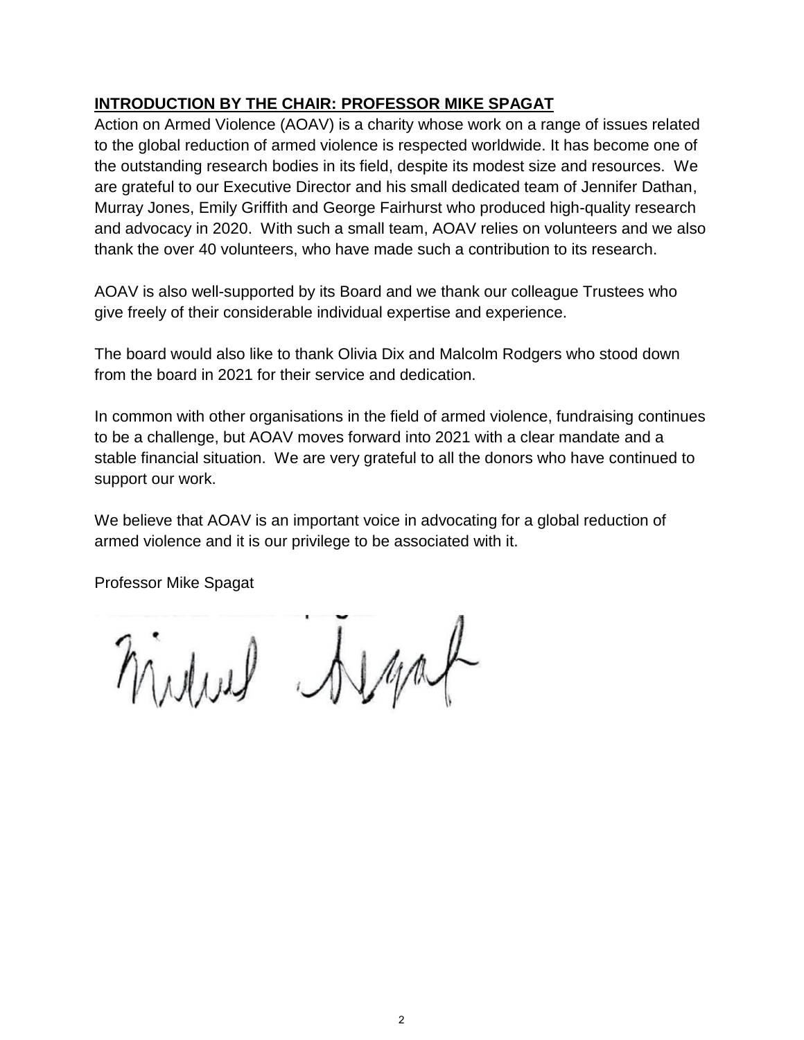## INTRODUCTION BY THE CHAIR: PROFESSOR MIKE SPAGAT

Action on Armed Violence (AOAV) is a charity whose work on a range of issues related to the global reduction of armed violence is respected worldwide. It has become one of the outstanding research bodies in its field, despite its modest size and resources. We are grateful to our Executive Director and his small dedicated team of Jennifer Dathan, Murray Jones, Emily Griffith and George Fairhurst who produced high-quality research and advocacy in 2020. With such a small team, AOAV relies on volunteers and we also thank the over 40 volunteers, who have made such a contribution to its research.

AOAV is also well-supported by its Board and we thank our colleague Trustees who give freely of their considerable individual expertise and experience.

The board would also like to thank Olivia Dix and Malcolm Rodgers who stood down from the board in 2021 for their service and dedication.

In common with other organisations in the field of armed violence, fundraising continues to be a challenge, but AOAV moves forward into 2021 with a clear mandate and a stable financial situation. We are very grateful to all the donors who have continued to support our work.

We believe that AOAV is an important voice in advocating for a global reduction of armed violence and it is our privilege to be associated with it.

Professor Mike Spagat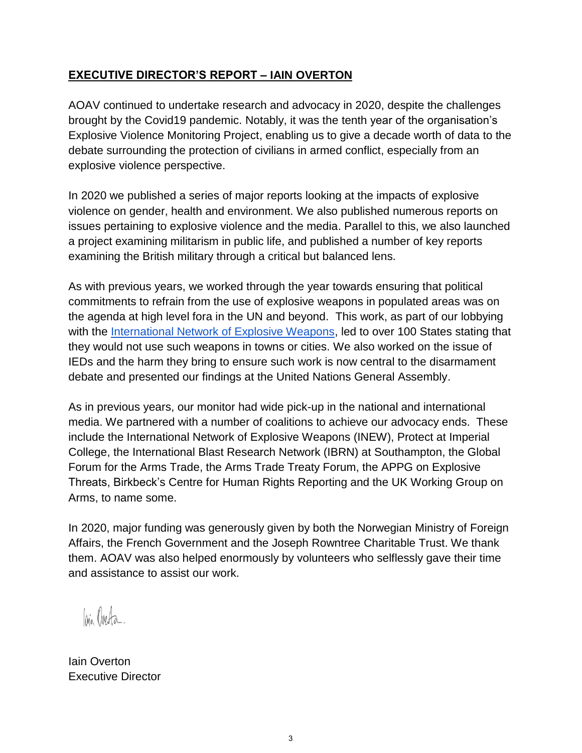## **EXECUTIVE DIRECTOR'S REPORT – IAIN OVERTON**

AOAV continued to undertake research and advocacy in 2020, despite the challenges brought by the Covid19 pandemic. Notably, it was the tenth year of the organisation's Explosive Violence Monitoring Project, enabling us to give a decade worth of data to the debate surrounding the protection of civilians in armed conflict, especially from an explosive violence perspective.

In 2020 we published a series of major reports looking at the impacts of explosive violence on gender, health and environment. We also published numerous reports on issues pertaining to explosive violence and the media. Parallel to this, we also launched a project examining militarism in public life, and published a number of key reports examining the British military through a critical but balanced lens.

As with previous years, we worked through the year towards ensuring that political commitments to refrain from the use of explosive weapons in populated areas was on the agenda at high level fora in the UN and beyond. This work, as part of our lobbying with the International Network of Explosive Weapons, led to over 100 States stating that they would not use such weapons in towns or cities. We also worked on the issue of IEDs and the harm they bring to ensure such work is now central to the disarmament debate and presented our findings at the United Nations General Assembly.

As in previous years, our monitor had wide pick-up in the national and international media. We partnered with a number of coalitions to achieve our advocacy ends. These include the International Network of Explosive Weapons (INEW), Protect at Imperial College, the International Blast Research Network (IBRN) at Southampton, the Global Forum for the Arms Trade, the Arms Trade Treaty Forum, the APPG on Explosive Threats, Birkbeck's Centre for Human Rights Reporting and the UK Working Group on Arms, to name some.

In 2020, major funding was generously given by both the Norwegian Ministry of Foreign Affairs, the French Government and the Joseph Rowntree Charitable Trust. We thank them. AOAV was also helped enormously by volunteers who selflessly gave their time and assistance to assist our work.

Iain Overton
Executive Director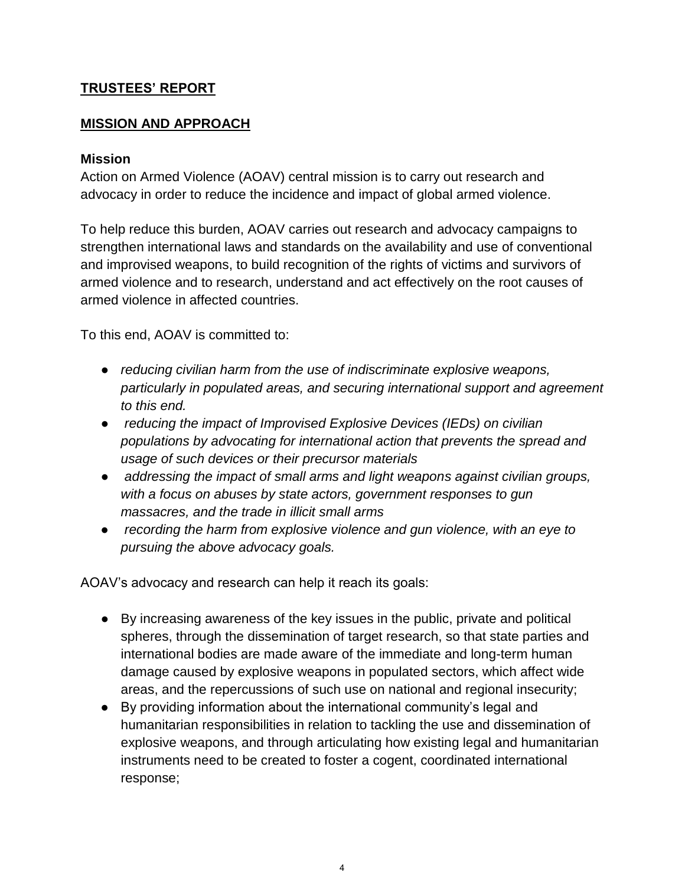## TRUESTEES' REPORT

## MISSION AND APPROACH

### Mission

Action on Armed Violence (AOAV) central mission is to carry out research and advocacy in order to reduce the incidence and impact of global armed violence.

To help reduce this burden, AOAV carries out research and advocacy campaigns to strengthen international laws and standards on the availability and use of conventional and improvised weapons, to build recognition of the rights of victims and survivors of armed violence and to research, understand and act effectively on the root causes of armed violence in affected countries.

To this end, AOAV is committed to:

- *reducing civilian harm from the use of indiscriminate explosive weapons, particularly in populated areas, and securing international support and agreement to this end.*
- *reducing the impact of Improvised Explosive Devices (IEDs) on civilian populations by advocating for international action that prevents the spread and usage of such devices or their precursor materials*
- *addressing the impact of small arms and light weapons against civilian groups, with a focus on abuses by state actors, government responses to gun massacres, and the trade in illicit small arms*
- *recording the harm from explosive violence and gun violence, with an eye to pursuing the above advocacy goals.*

AOAV's advocacy and research can help it reach its goals:

- By increasing awareness of the key issues in the public, private and political spheres, through the dissemination of target research, so that state parties and international bodies are made aware of the immediate and long-term human damage caused by explosive weapons in populated sectors, which affect wide areas, and the repercussions of such use on national and regional insecurity;
- By providing information about the international community's legal and humanitarian responsibilities in relation to tackling the use and dissemination of explosive weapons, and through articulating how existing legal and humanitarian instruments need to be created to foster a cogent, coordinated international response;

## TRUSTEES' REPORT

## MISSION AND APPROACH

### Mission

Action on Armed Violence (AOAV) central mission is to carry out research and advocacy in order to reduce the incidence and impact of global armed violence.

To help reduce this burden, AOAV carries out research and advocacy campaigns to strengthen international laws and standards on the availability and use of conventional and improvised weapons, to build recognition of the rights of victims and survivors of armed violence and to research, understand and act effectively on the root causes of armed violence in affected countries.

To this end, AOAV is committed to:

- *reducing civilian harm from the use of indiscriminate explosive weapons, particularly in populated areas, and securing international support and agreement to this end.*
- *reducing the impact of Improvised Explosive Devices (IEDs) on civilian populations by advocating for international action that prevents the spread and usage of such devices or their precursor materials*
- *addressing the impact of small arms and light weapons against civilian groups, with a focus on abuses by state actors, government responses to gun massacres, and the trade in illicit small arms*
- *recording the harm from explosive violence and gun violence, with an eye to pursuing the above advocacy goals.*

AOAV's advocacy and research can help it reach its goals:

- By increasing awareness of the key issues in the public, private and political spheres, through the dissemination of target research, so that state parties and international bodies are made aware of the immediate and long-term human damage caused by explosive weapons in populated sectors, which affect wide areas, and the repercussions of such use on national and regional insecurity;
- By providing information about the international community's legal and humanitarian responsibilities in relation to tackling the use and dissemination of explosive weapons, and through articulating how existing legal and humanitarian instruments need to be created to foster a cogent, coordinated international response;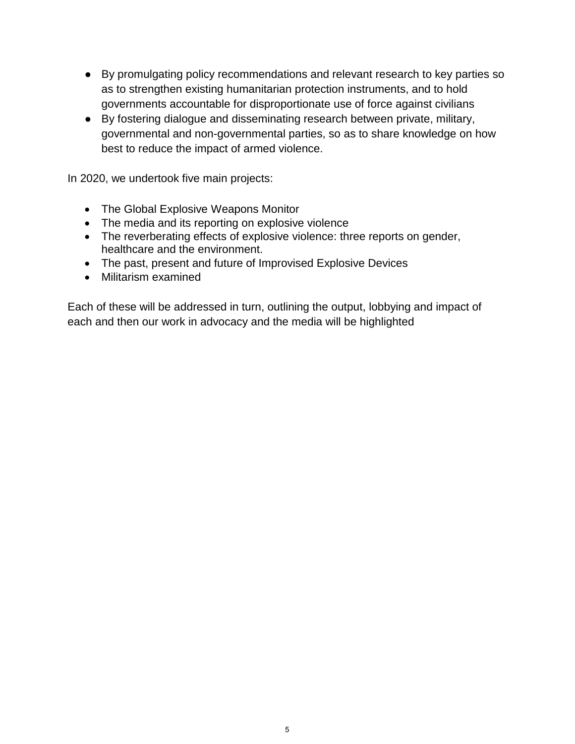- By promulgating policy recommendations and relevant research to key parties so as to strengthen existing humanitarian protection instruments, and to hold governments accountable for disproportionate use of force against civilians
- By fostering dialogue and disseminating research between private, military, governmental and non-governmental parties, so as to share knowledge on how best to reduce the impact of armed violence.

In 2020, we undertook five main projects:

- The Global Explosive Weapons Monitor
- The media and its reporting on explosive violence
- The reverberating effects of explosive violence: three reports on gender, healthcare and the environment.
- The past, present and future of Improvised Explosive Devices
- Militarism examined

Each of these will be addressed in turn, outlining the output, lobbying and impact of each and then our work in advocacy and the media will be highlighted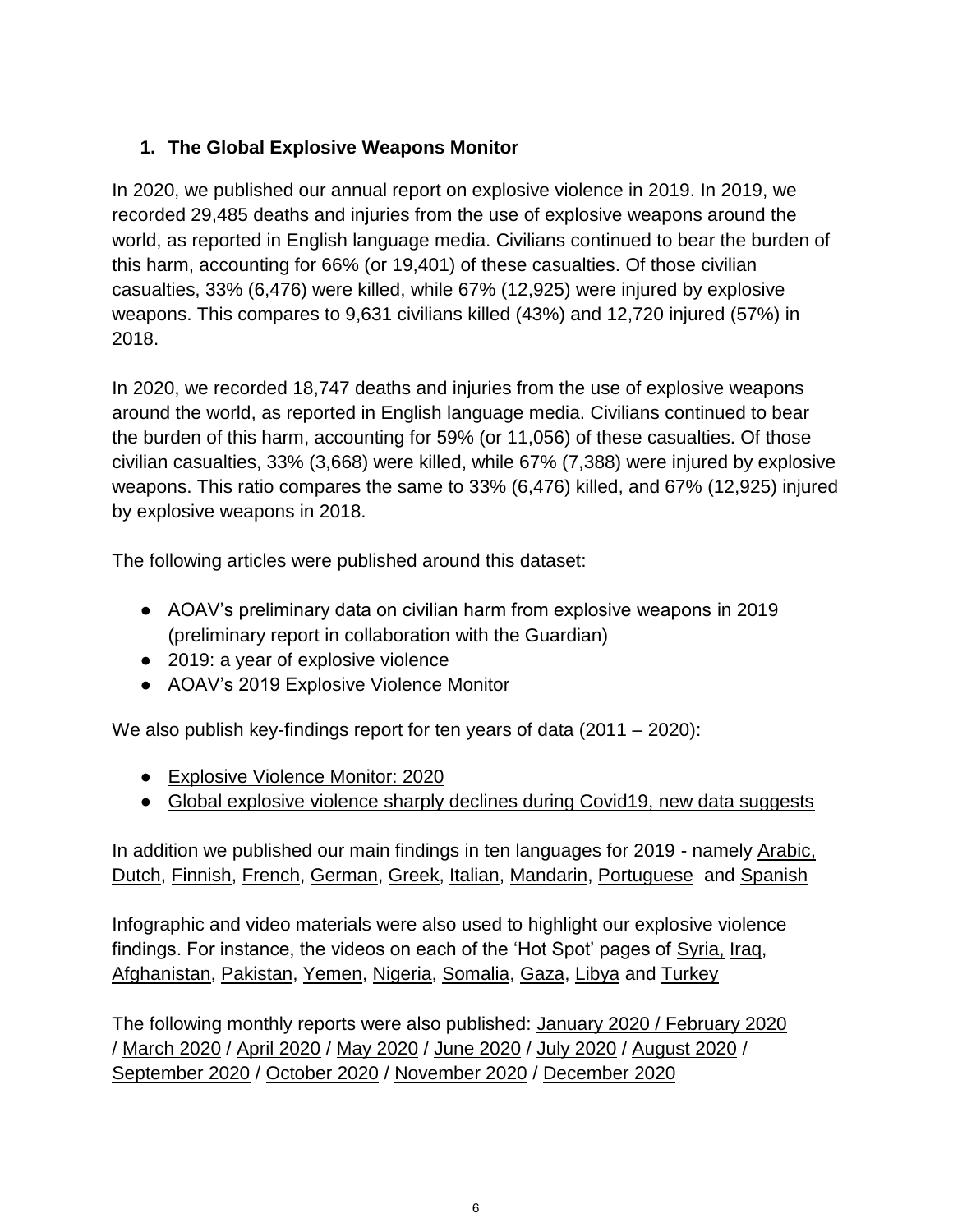## 1. The Global Explosive Weapons Monitor

In 2020, we published our annual report on explosive violence in 2019. In 2019, we recorded 29,485 deaths and injuries from the use of explosive weapons around the world, as reported in English language media. Civilians continued to bear the burden of this harm, accounting for 66% (or 19,401) of these casualties. Of those civilian casualties, 33% (6,476) were killed, while 67% (12,925) were injured by explosive weapons. This compares to 9,631 civilians killed (43%) and 12,720 injured (57%) in 2018.

In 2020, we recorded 18,747 deaths and injuries from the use of explosive weapons around the world, as reported in English language media. Civilians continued to bear the burden of this harm, accounting for 59% (or 11,056) of these casualties. Of those civilian casualties, 33% (3,668) were killed, while 67% (7,388) were injured by explosive weapons. This ratio compares the same to 33% (6,476) killed, and 67% (12,925) injured by explosive weapons in 2018.

The following articles were published around this dataset:

- AOAV's preliminary data on civilian harm from explosive weapons in 2019 (preliminary report in collaboration with the Guardian)
- 2019: a year of explosive violence
- AOAV's 2019 Explosive Violence Monitor

We also publish key-findings report for ten years of data (2011 – 2020):

- Explosive Violence Monitor: 2020
- Global explosive violence sharply declines during Covid19, new data suggests

In addition we published our main findings in ten languages for 2019 - namely Arabic, Dutch, Finnish, French, German, Greek, Italian, Mandarin, Portuguese and Spanish

Infographic and video materials were also used to highlight our explosive violence findings. For instance, the videos on each of the 'Hot Spot' pages of Syria, Iraq, Afghanistan, Pakistan, Yemen, Nigeria, Somalia, Gaza, Libya and Turkey

The following monthly reports were also published: January 2020 / February 2020 / March 2020 / April 2020 / May 2020 / June 2020 / July 2020 / August 2020 / September 2020 / October 2020 / November 2020 / December 2020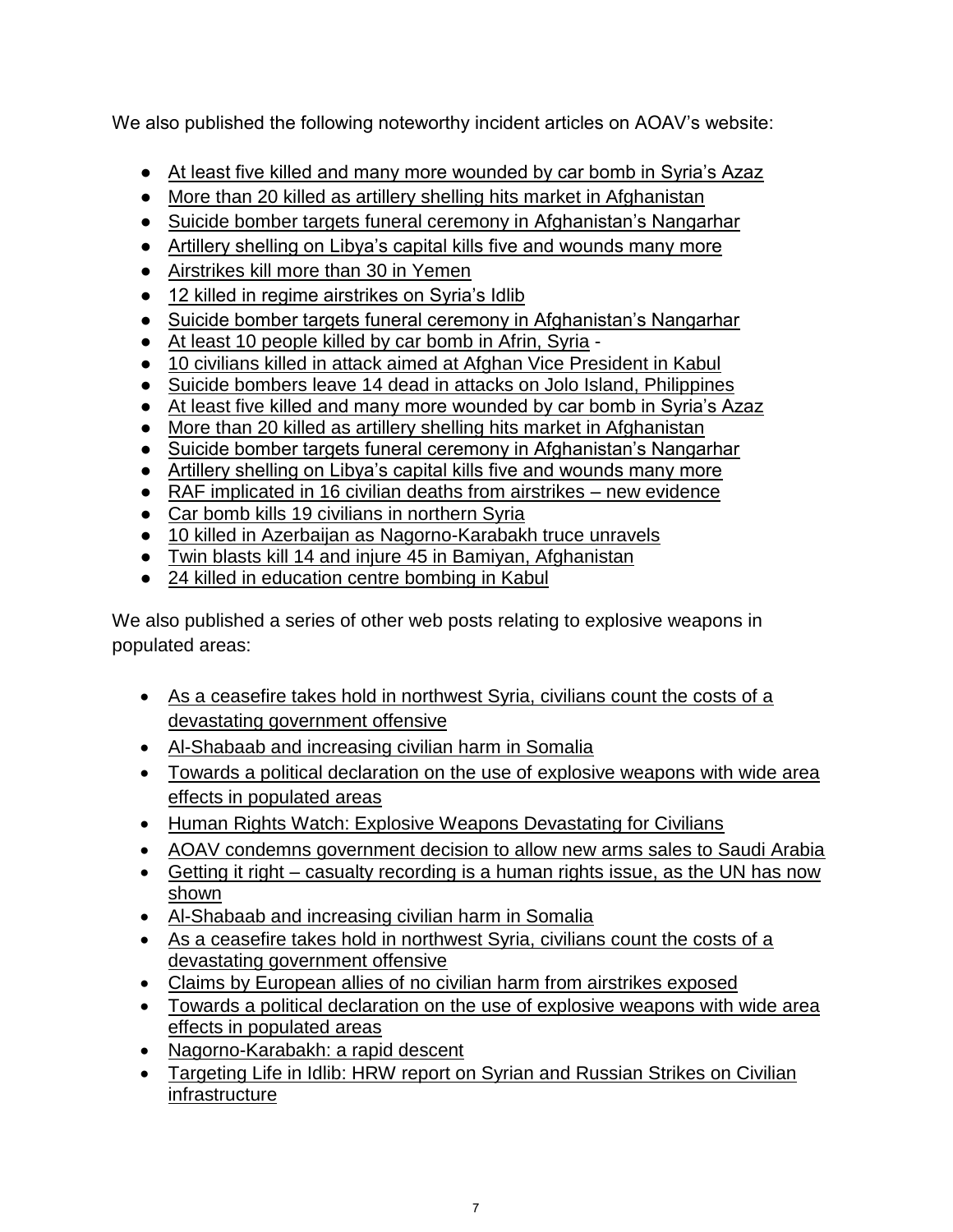We also published the following noteworthy incident articles on AOAV's website:

- At least five killed and many more wounded by car bomb in Syria's Azaz
- More than 20 killed as artillery shelling hits market in Afghanistan
- Suicide bomber targets funeral ceremony in Afghanistan's Nangarhar
- Artillery shelling on Libya's capital kills five and wounds many more
- Airstrikes kill more than 30 in Yemen
- 12 killed in regime airstrikes on Syria's Idlib
- Suicide bomber targets funeral ceremony in Afghanistan's Nangarhar
- At least 10 people killed by car bomb in Afrin, Syria -
- 10 civilians killed in attack aimed at Afghan Vice President in Kabul
- Suicide bombers leave 14 dead in attacks on Jolo Island, Philippines
- At least five killed and many more wounded by car bomb in Syria's Azaz
- More than 20 killed as artillery shelling hits market in Afghanistan
- Suicide bomber targets funeral ceremony in Afghanistan's Nangarhar
- Artillery shelling on Libya's capital kills five and wounds many more
- RAF implicated in 16 civilian deaths from airstrikes – new evidence
- Car bomb kills 19 civilians in northern Syria
- 10 killed in Azerbaijan as Nagorno-Karabakh truce unravels
- Twin blasts kill 14 and injure 45 in Bamiyan, Afghanistan
- 24 killed in education centre bombing in Kabul

We also published a series of other web posts relating to explosive weapons in populated areas:

- As a ceasefire takes hold in northwest Syria, civilians count the costs of a devastating government offensive
- Al-Shabaab and increasing civilian harm in Somalia
- Towards a political declaration on the use of explosive weapons with wide area effects in populated areas
- Human Rights Watch: Explosive Weapons Devastating for Civilians
- AOAV condemns government decision to allow new arms sales to Saudi Arabia
- Getting it right – casualty recording is a human rights issue, as the UN has now shown
- Al-Shabaab and increasing civilian harm in Somalia
- As a ceasefire takes hold in northwest Syria, civilians count the costs of a devastating government offensive
- Claims by European allies of no civilian harm from airstrikes exposed
- Towards a political declaration on the use of explosive weapons with wide area effects in populated areas
- Nagorno-Karabakh: a rapid descent
- Targeting Life in Idlib: HRW report on Syrian and Russian Strikes on Civilian infrastructure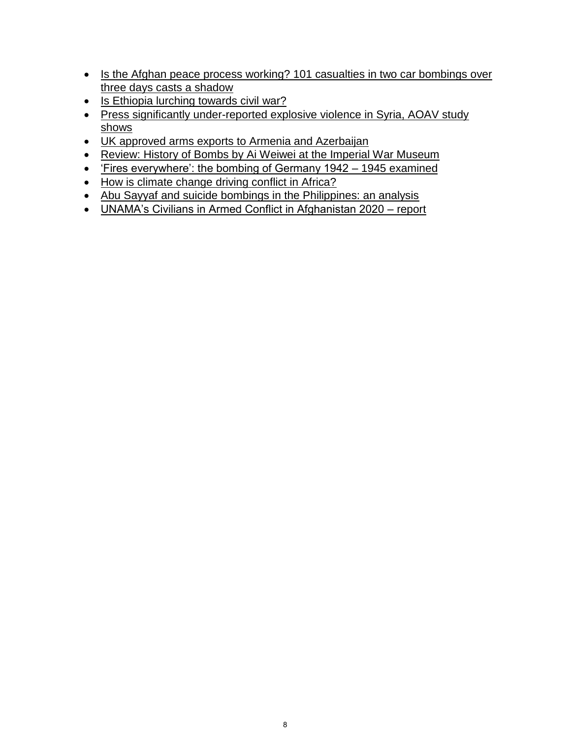- Is the Afghan peace process working? 101 casualties in two car bombings over three days casts a shadow
- Is Ethiopia lurching towards civil war?
- Press significantly under-reported explosive violence in Syria, AOAV study shows
- UK approved arms exports to Armenia and Azerbaijan
- Review: History of Bombs by Ai Weiwei at the Imperial War Museum
- 'Fires everywhere': the bombing of Germany 1942 – 1945 examined
- How is climate change driving conflict in Africa?
- Abu Sayyaf and suicide bombings in the Philippines: an analysis
- UNAMA's Civilians in Armed Conflict in Afghanistan 2020 – report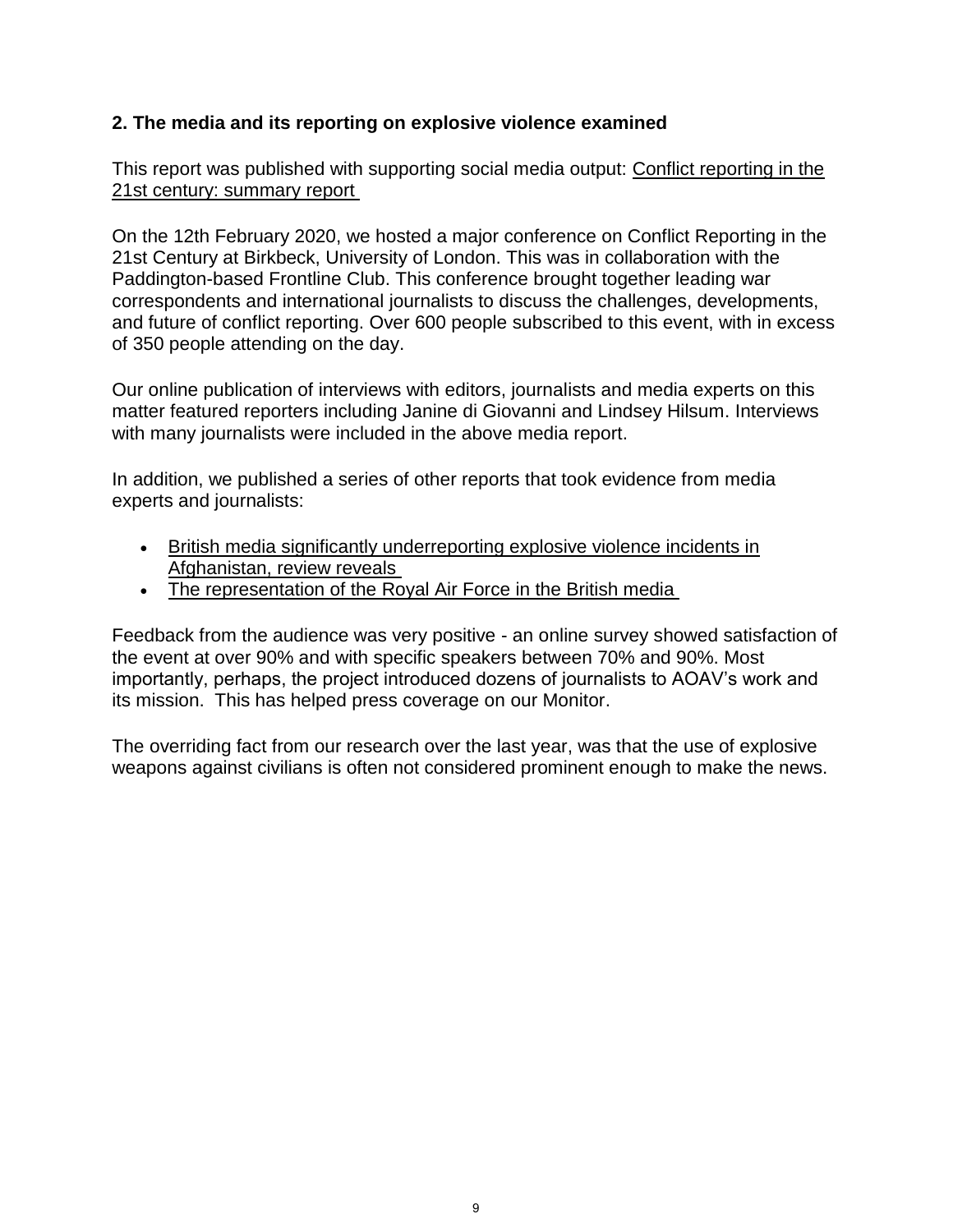## 2. The media and its reporting on explosive violence examined

This report was published with supporting social media output: Conflict reporting in the 21st century: summary report

On the 12th February 2020, we hosted a major conference on Conflict Reporting in the 21st Century at Birkbeck, University of London. This was in collaboration with the Paddington-based Frontline Club. This conference brought together leading war correspondents and international journalists to discuss the challenges, developments, and future of conflict reporting. Over 600 people subscribed to this event, with in excess of 350 people attending on the day.

Our online publication of interviews with editors, journalists and media experts on this matter featured reporters including Janine di Giovanni and Lindsey Hilsum. Interviews with many journalists were included in the above media report.

In addition, we published a series of other reports that took evidence from media experts and journalists:

- British media significantly underreporting explosive violence incidents in Afghanistan, review reveals
- The representation of the Royal Air Force in the British media

Feedback from the audience was very positive - an online survey showed satisfaction of the event at over 90% and with specific speakers between 70% and 90%. Most importantly, perhaps, the project introduced dozens of journalists to AOAV's work and its mission. This has helped press coverage on our Monitor.

The overriding fact from our research over the last year, was that the use of explosive weapons against civilians is often not considered prominent enough to make the news.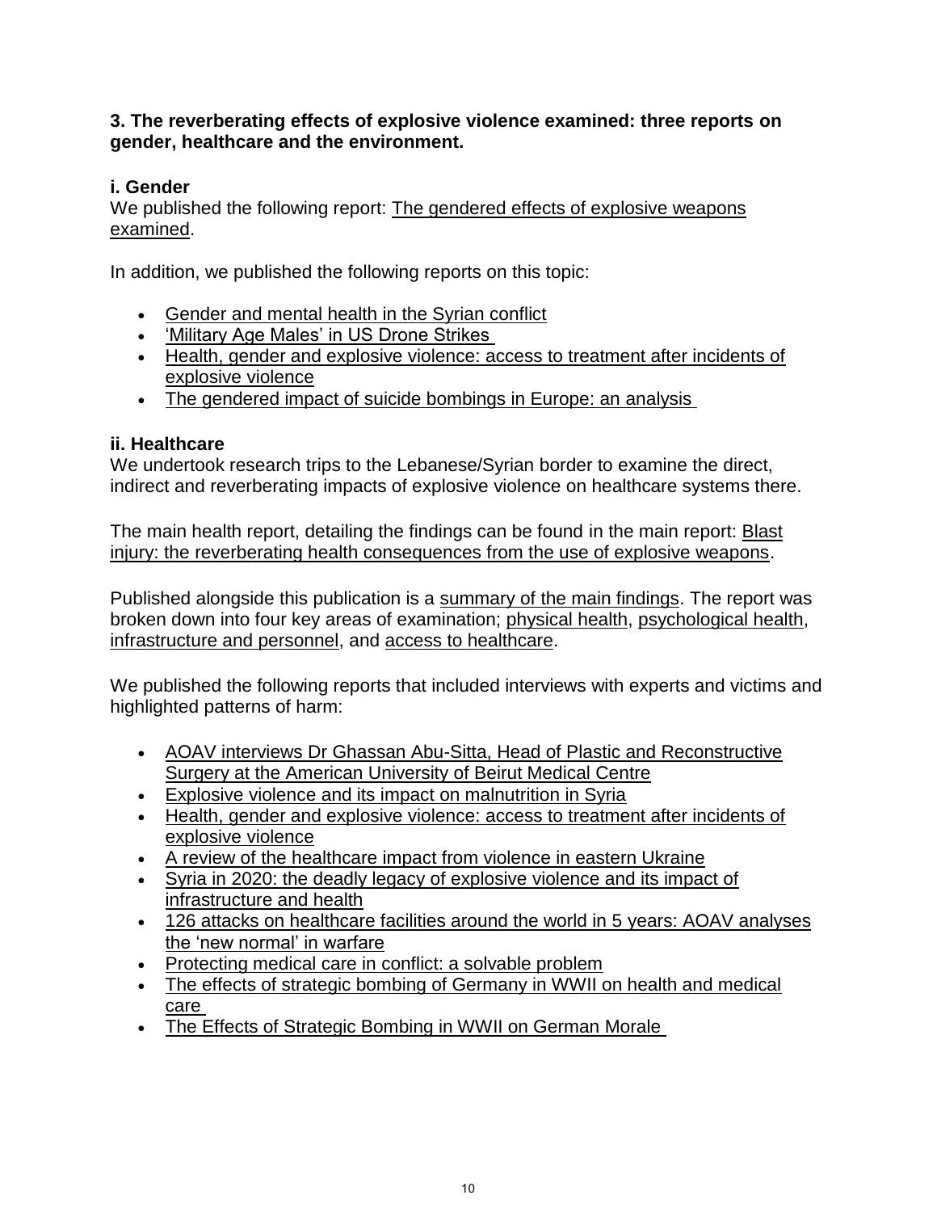**3. The reverberating effects of explosive violence examined: three reports on gender, healthcare and the environment.**

### i. Gender

We published the following report: The gendered effects of explosive weapons examined.

In addition, we published the following reports on this topic:

- Gender and mental health in the Syrian conflict
- 'Military Age Males' in US Drone Strikes
- Health, gender and explosive violence: access to treatment after incidents of explosive violence
- The gendered impact of suicide bombings in Europe: an analysis

### ii. Healthcare

We undertook research trips to the Lebanese/Syrian border to examine the direct, indirect and reverberating impacts of explosive violence on healthcare systems there.

The main health report, detailing the findings can be found in the main report: Blast injury: the reverberating health consequences from the use of explosive weapons.

Published alongside this publication is a summary of the main findings. The report was broken down into four key areas of examination; physical health, psychological health, infrastructure and personnel, and access to healthcare.

We published the following reports that included interviews with experts and victims and highlighted patterns of harm:

- AOAV interviews Dr Ghassan Abu-Sitta, Head of Plastic and Reconstructive Surgery at the American University of Beirut Medical Centre
- Explosive violence and its impact on malnutrition in Syria
- Health, gender and explosive violence: access to treatment after incidents of explosive violence
- A review of the healthcare impact from violence in eastern Ukraine
- Syria in 2020: the deadly legacy of explosive violence and its impact of infrastructure and health
- 126 attacks on healthcare facilities around the world in 5 years: AOAV analyses the 'new normal' in warfare
- Protecting medical care in conflict: a solvable problem
- The effects of strategic bombing of Germany in WWII on health and medical care
- The Effects of Strategic Bombing in WWII on German Morale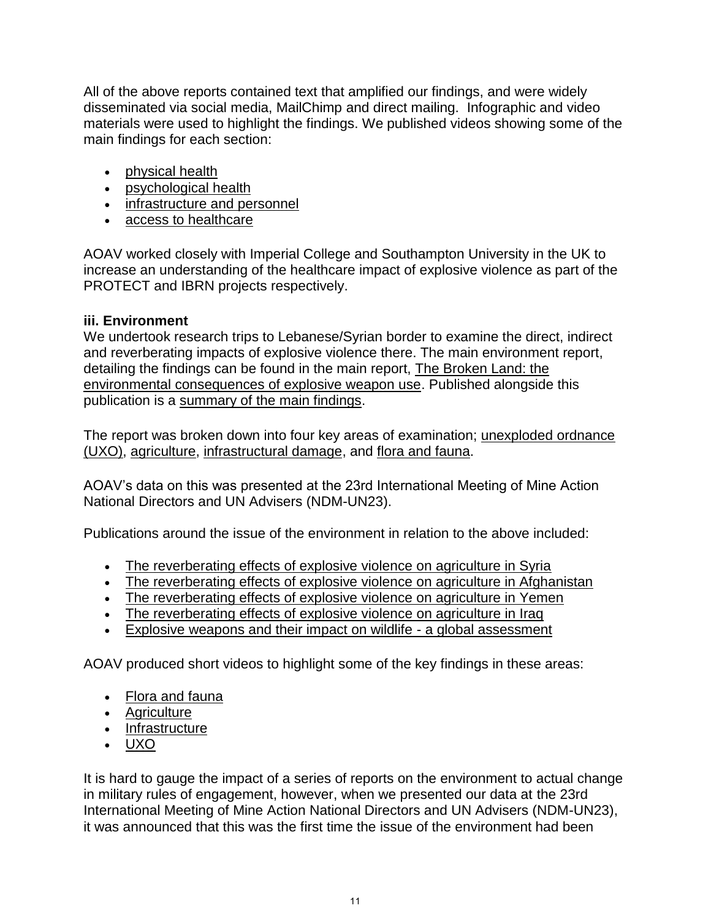All of the above reports contained text that amplified our findings, and were widely disseminated via social media, MailChimp and direct mailing. Infographic and video materials were used to highlight the findings. We published videos showing some of the main findings for each section:

- physical health
- psychological health
- infrastructure and personnel
- access to healthcare

AOAV worked closely with Imperial College and Southampton University in the UK to increase an understanding of the healthcare impact of explosive violence as part of the PROTECT and IBRN projects respectively.

**iii. Environment**

We undertook research trips to Lebanese/Syrian border to examine the direct, indirect and reverberating impacts of explosive violence there. The main environment report, detailing the findings can be found in the main report, The Broken Land: the environmental consequences of explosive weapon use. Published alongside this publication is a summary of the main findings.

The report was broken down into four key areas of examination; unexploded ordnance (UXO), agriculture, infrastructural damage, and flora and fauna.

AOAV's data on this was presented at the 23rd International Meeting of Mine Action National Directors and UN Advisers (NDM-UN23).

Publications around the issue of the environment in relation to the above included:

- The reverberating effects of explosive violence on agriculture in Syria
- The reverberating effects of explosive violence on agriculture in Afghanistan
- The reverberating effects of explosive violence on agriculture in Yemen
- The reverberating effects of explosive violence on agriculture in Iraq
- Explosive weapons and their impact on wildlife - a global assessment

AOAV produced short videos to highlight some of the key findings in these areas:

- Flora and fauna
- Agriculture
- Infrastructure
- UXO

It is hard to gauge the impact of a series of reports on the environment to actual change in military rules of engagement, however, when we presented our data at the 23rd International Meeting of Mine Action National Directors and UN Advisers (NDM-UN23), it was announced that this was the first time the issue of the environment had been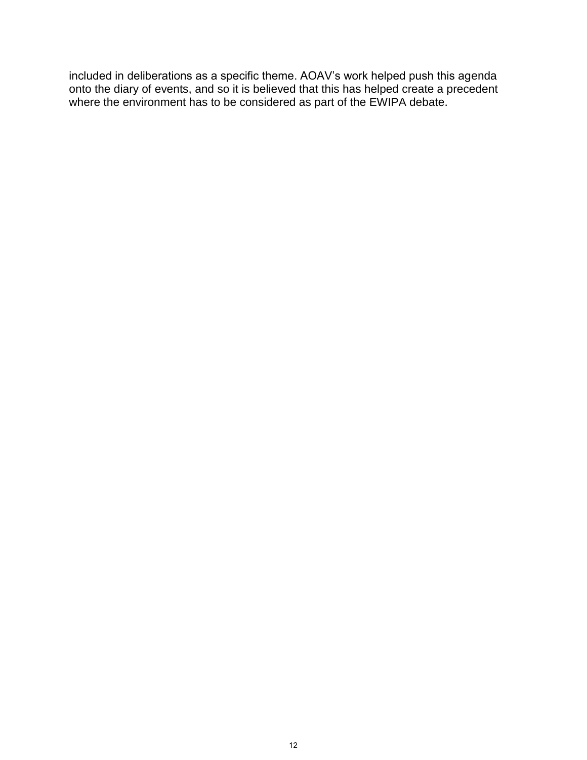included in deliberations as a specific theme. AOAV's work helped push this agenda onto the diary of events, and so it is believed that this has helped create a precedent where the environment has to be considered as part of the EWIPA debate.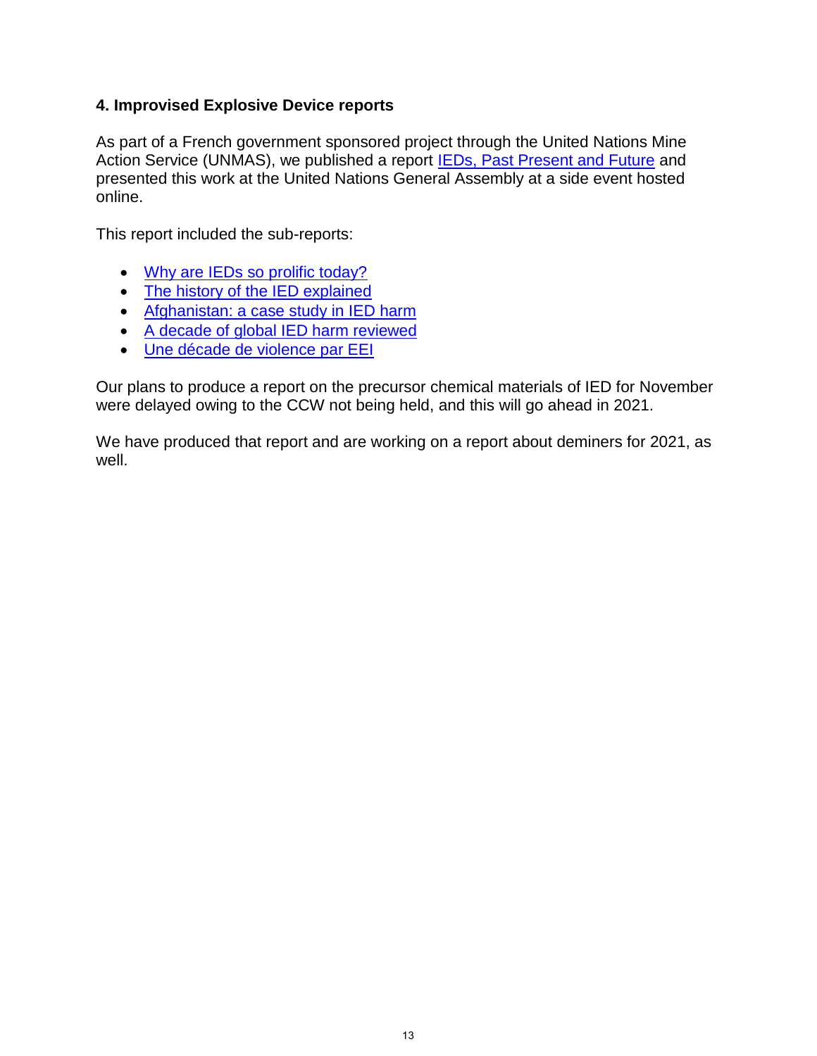## 4. Improvised Explosive Device reports

As part of a French government sponsored project through the United Nations Mine Action Service (UNMAS), we published a report IEDs, Past Present and Future and presented this work at the United Nations General Assembly at a side event hosted online.

This report included the sub-reports:

- Why are IEDs so prolific today?
- The history of the IED explained
- Afghanistan: a case study in IED harm
- A decade of global IED harm reviewed
- Une décade de violence par EEI

Our plans to produce a report on the precursor chemical materials of IED for November were delayed owing to the CCW not being held, and this will go ahead in 2021.

We have produced that report and are working on a report about deminers for 2021, as well.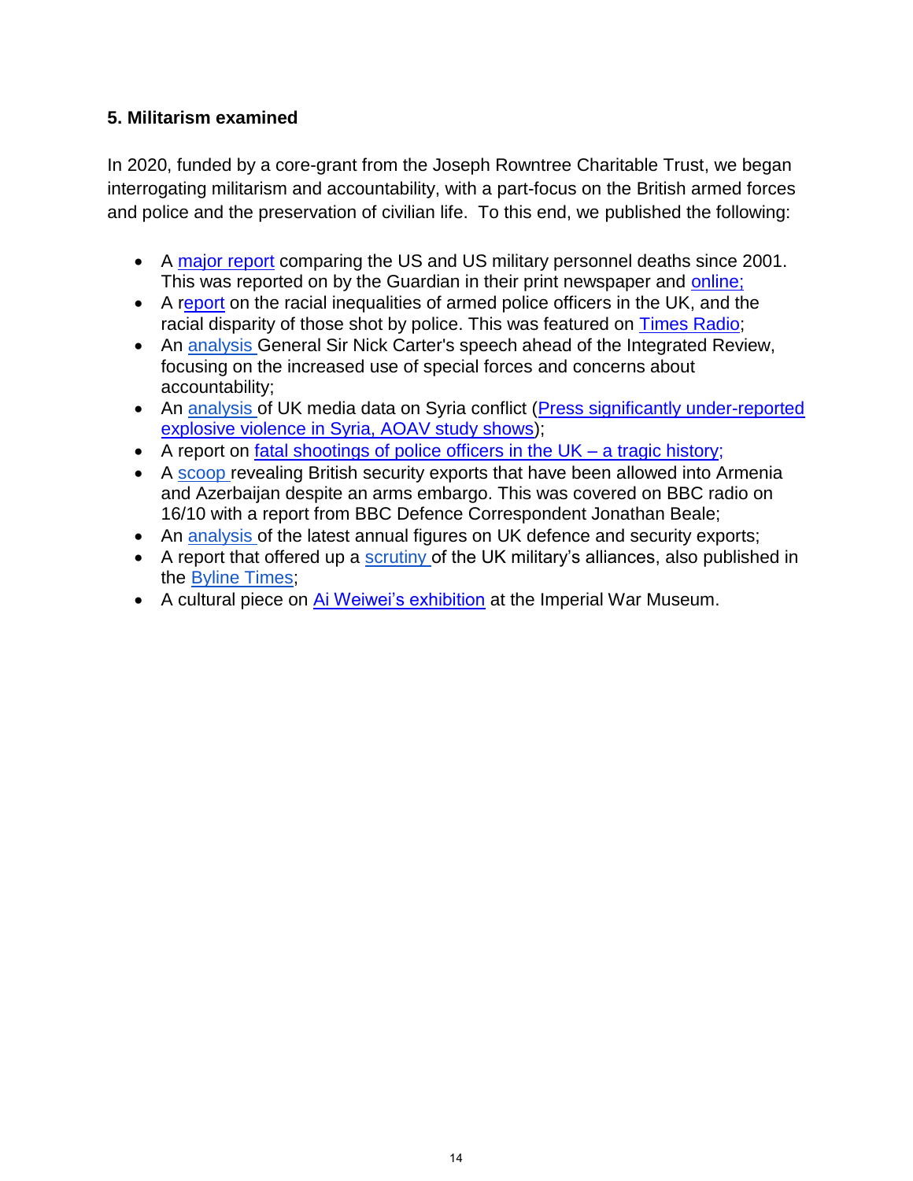**5. Militarism examined**

In 2020, funded by a core-grant from the Joseph Rowntree Charitable Trust, we began interrogating militarism and accountability, with a part-focus on the British armed forces and police and the preservation of civilian life. To this end, we published the following:

- A major report comparing the US and US military personnel deaths since 2001. This was reported on by the Guardian in their print newspaper and online;
- A report on the racial inequalities of armed police officers in the UK, and the racial disparity of those shot by police. This was featured on Times Radio;
- An analysis General Sir Nick Carter's speech ahead of the Integrated Review, focusing on the increased use of special forces and concerns about accountability;
- An analysis of UK media data on Syria conflict (Press significantly under-reported explosive violence in Syria, AOAV study shows);
- A report on fatal shootings of police officers in the UK – a tragic history;
- A scoop revealing British security exports that have been allowed into Armenia and Azerbaijan despite an arms embargo. This was covered on BBC radio on 16/10 with a report from BBC Defence Correspondent Jonathan Beale;
- An analysis of the latest annual figures on UK defence and security exports;
- A report that offered up a scrutiny of the UK military's alliances, also published in the Byline Times;
- A cultural piece on Ai Weiwei's exhibition at the Imperial War Museum.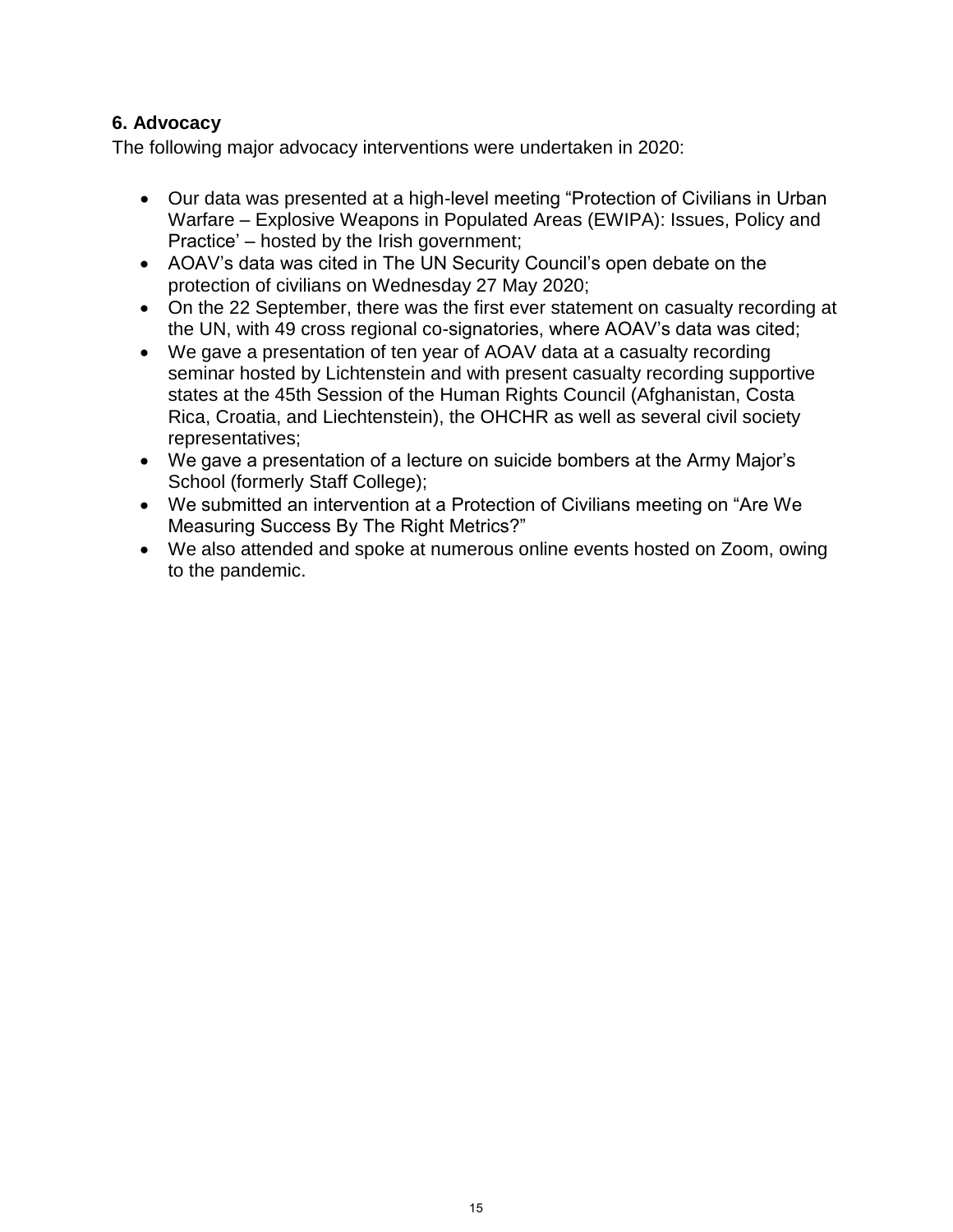## 6. Advocacy

The following major advocacy interventions were undertaken in 2020:

- Our data was presented at a high-level meeting "Protection of Civilians in Urban Warfare – Explosive Weapons in Populated Areas (EWIPA): Issues, Policy and Practice' – hosted by the Irish government;
- AOAV's data was cited in The UN Security Council's open debate on the protection of civilians on Wednesday 27 May 2020;
- On the 22 September, there was the first ever statement on casualty recording at the UN, with 49 cross regional co-signatories, where AOAV's data was cited;
- We gave a presentation of ten year of AOAV data at a casualty recording seminar hosted by Lichtenstein and with present casualty recording supportive states at the 45th Session of the Human Rights Council (Afghanistan, Costa Rica, Croatia, and Liechtenstein), the OHCHR as well as several civil society representatives;
- We gave a presentation of a lecture on suicide bombers at the Army Major's School (formerly Staff College);
- We submitted an intervention at a Protection of Civilians meeting on "Are We Measuring Success By The Right Metrics?"
- We also attended and spoke at numerous online events hosted on Zoom, owing to the pandemic.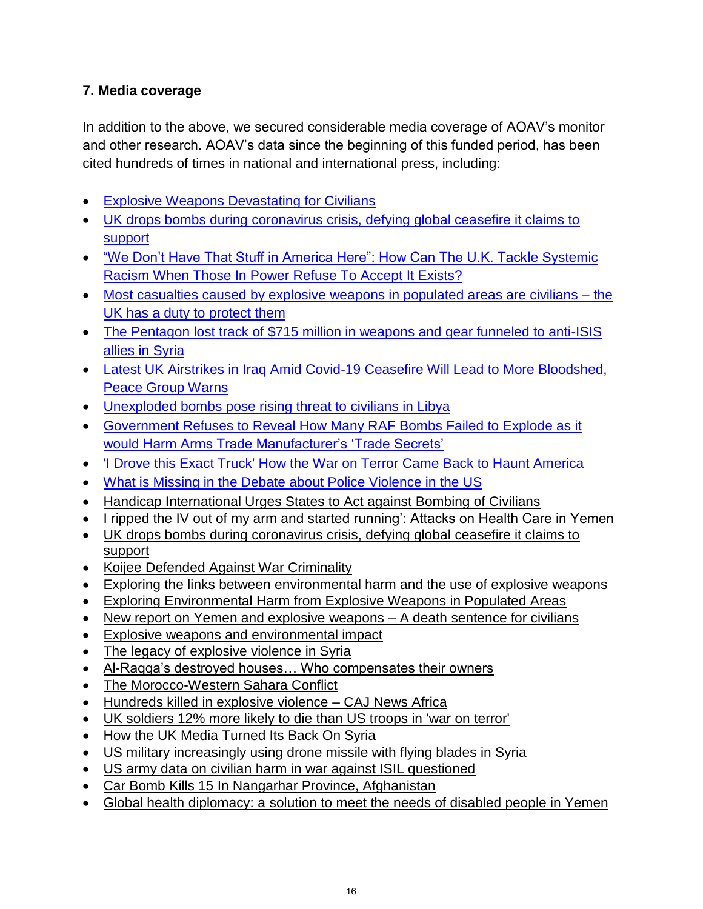### 7. Media coverage

In addition to the above, we secured considerable media coverage of AOAV's monitor and other research. AOAV's data since the beginning of this funded period, has been cited hundreds of times in national and international press, including:

- Explosive Weapons Devastating for Civilians
- UK drops bombs during coronavirus crisis, defying global ceasefire it claims to support
- "We Don't Have That Stuff in America Here": How Can The U.K. Tackle Systemic Racism When Those In Power Refuse To Accept It Exists?
- Most casualties caused by explosive weapons in populated areas are civilians – the UK has a duty to protect them
- The Pentagon lost track of $715 million in weapons and gear funneled to anti-ISIS allies in Syria
- Latest UK Airstrikes in Iraq Amid Covid-19 Ceasefire Will Lead to More Bloodshed, Peace Group Warns
- Unexploded bombs pose rising threat to civilians in Libya
- Government Refuses to Reveal How Many RAF Bombs Failed to Explode as it would Harm Arms Trade Manufacturer's 'Trade Secrets'
- 'I Drove this Exact Truck' How the War on Terror Came Back to Haunt America
- What is Missing in the Debate about Police Violence in the US
- Handicap International Urges States to Act against Bombing of Civilians
- I ripped the IV out of my arm and started running': Attacks on Health Care in Yemen
- UK drops bombs during coronavirus crisis, defying global ceasefire it claims to support
- Koijee Defended Against War Criminality
- Exploring the links between environmental harm and the use of explosive weapons
- Exploring Environmental Harm from Explosive Weapons in Populated Areas
- New report on Yemen and explosive weapons – A death sentence for civilians
- Explosive weapons and environmental impact
- The legacy of explosive violence in Syria
- Al-Raqqa's destroyed houses… Who compensates their owners
- The Morocco-Western Sahara Conflict
- Hundreds killed in explosive violence – CAJ News Africa
- UK soldiers 12% more likely to die than US troops in 'war on terror'
- How the UK Media Turned Its Back On Syria
- US military increasingly using drone missile with flying blades in Syria
- US army data on civilian harm in war against ISIL questioned
- Car Bomb Kills 15 In Nangarhar Province, Afghanistan
- Global health diplomacy: a solution to meet the needs of disabled people in Yemen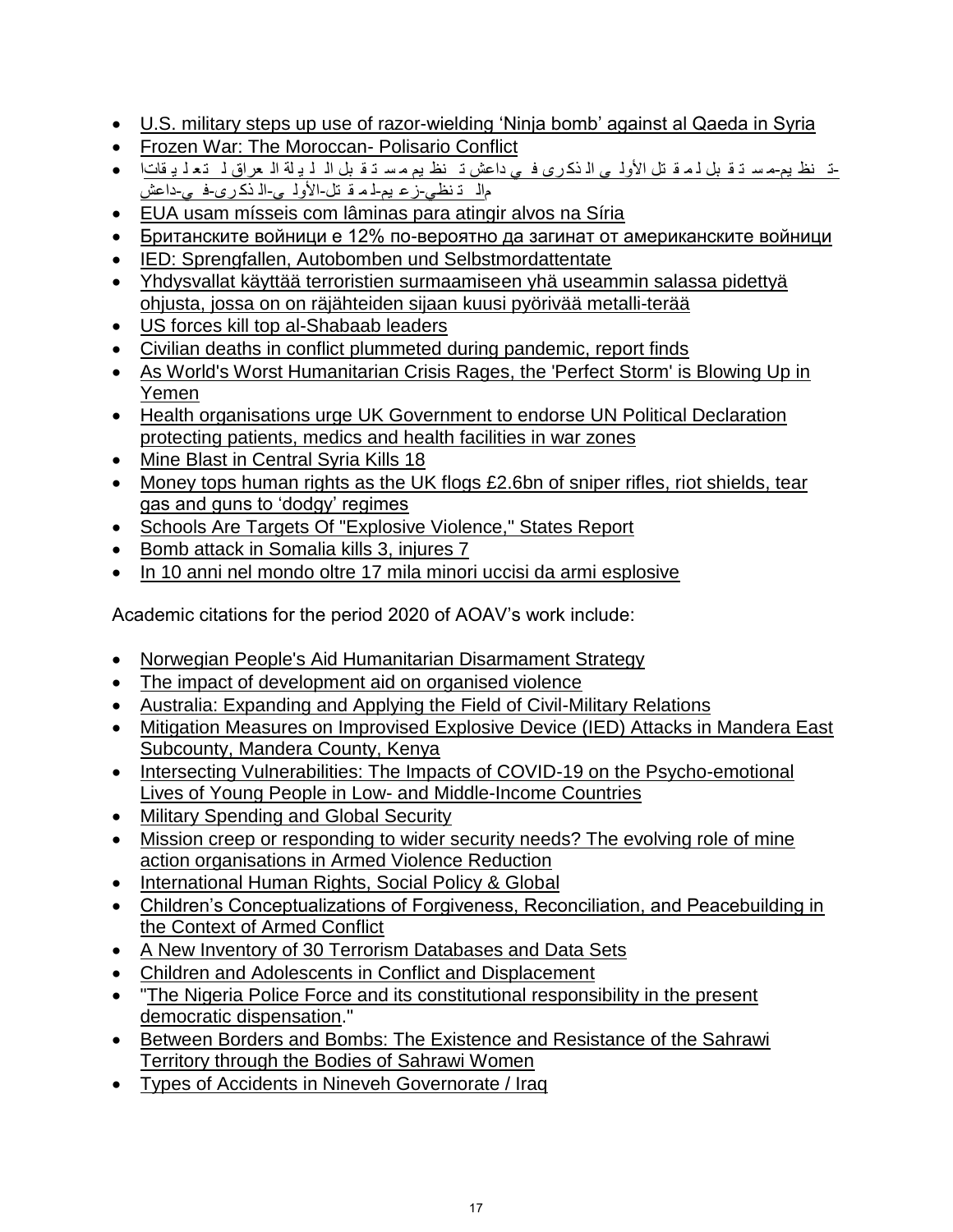- U.S. military steps up use of razor-wielding 'Ninja bomb' against al Qaeda in Syria
- Frozen War: The Moroccan- Polisario Conflict
- تعليقات العراق الليلة البغدادي مستقبل تنظيم داعش في الذكرى الأولى لمقتل البغدادي مستقبل-تنظيم-داعش-في-الذكرى-الأولى-لمقتل-زعيم-التنظيم
- EUA usam mísseis com lâminas para atingir alvos na Síria
- Британските войници е 12% по-вероятно да загинат от американските войници
- IED: Sprengfallen, Autobomben und Selbstmordattentate
- Yhdysvallat käyttää terroristien surmaamiseen yhä useammin salassa pidettyä ohjusta, jossa on on räjähteiden sijaan kuusi pyörivää metalli-terää
- US forces kill top al-Shabaab leaders
- Civilian deaths in conflict plummeted during pandemic, report finds
- As World's Worst Humanitarian Crisis Rages, the 'Perfect Storm' is Blowing Up in Yemen
- Health organisations urge UK Government to endorse UN Political Declaration protecting patients, medics and health facilities in war zones
- Mine Blast in Central Syria Kills 18
- Money tops human rights as the UK flogs £2.6bn of sniper rifles, riot shields, tear gas and guns to 'dodgy' regimes
- Schools Are Targets Of "Explosive Violence," States Report
- Bomb attack in Somalia kills 3, injures 7
- In 10 anni nel mondo oltre 17 mila minori uccisi da armi esplosive

Academic citations for the period 2020 of AOAV's work include:

- Norwegian People's Aid Humanitarian Disarmament Strategy
- The impact of development aid on organised violence
- Australia: Expanding and Applying the Field of Civil-Military Relations
- Mitigation Measures on Improvised Explosive Device (IED) Attacks in Mandera East Subcounty, Mandera County, Kenya
- Intersecting Vulnerabilities: The Impacts of COVID-19 on the Psycho-emotional Lives of Young People in Low- and Middle-Income Countries
- Military Spending and Global Security
- Mission creep or responding to wider security needs? The evolving role of mine action organisations in Armed Violence Reduction
- International Human Rights, Social Policy & Global
- Children's Conceptualizations of Forgiveness, Reconciliation, and Peacebuilding in the Context of Armed Conflict
- A New Inventory of 30 Terrorism Databases and Data Sets
- Children and Adolescents in Conflict and Displacement
- "The Nigeria Police Force and its constitutional responsibility in the present democratic dispensation."
- Between Borders and Bombs: The Existence and Resistance of the Sahrawi Territory through the Bodies of Sahrawi Women
- Types of Accidents in Nineveh Governorate / Iraq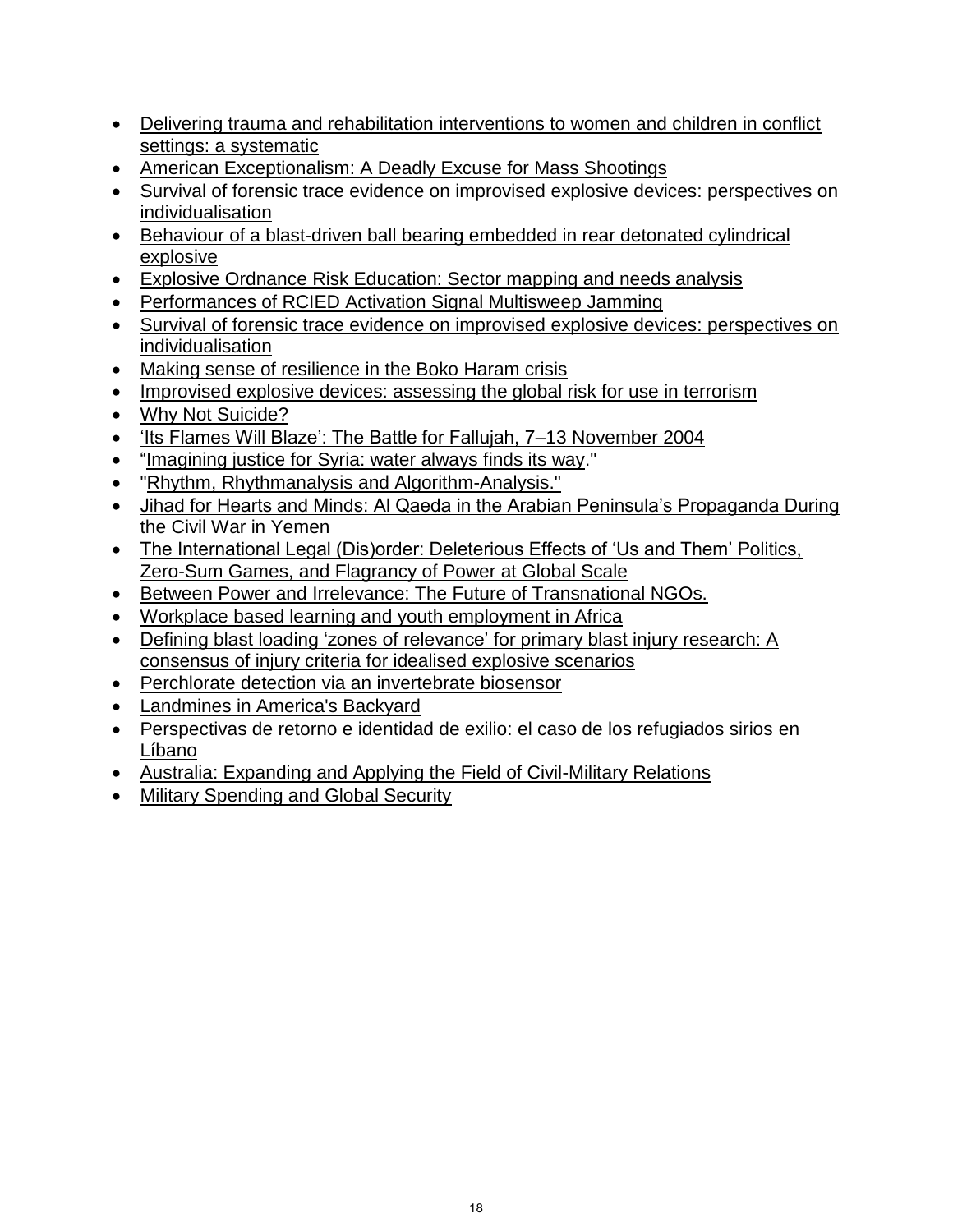- Delivering trauma and rehabilitation interventions to women and children in conflict settings: a systematic
- American Exceptionalism: A Deadly Excuse for Mass Shootings
- Survival of forensic trace evidence on improvised explosive devices: perspectives on individualisation
- Behaviour of a blast-driven ball bearing embedded in rear detonated cylindrical explosive
- Explosive Ordnance Risk Education: Sector mapping and needs analysis
- Performances of RCIED Activation Signal Multisweep Jamming
- Survival of forensic trace evidence on improvised explosive devices: perspectives on individualisation
- Making sense of resilience in the Boko Haram crisis
- Improvised explosive devices: assessing the global risk for use in terrorism
- Why Not Suicide?
- 'Its Flames Will Blaze': The Battle for Fallujah, 7–13 November 2004
- "Imagining justice for Syria: water always finds its way."
- "Rhythm, Rhythmanalysis and Algorithm-Analysis."
- Jihad for Hearts and Minds: Al Qaeda in the Arabian Peninsula's Propaganda During the Civil War in Yemen
- The International Legal (Dis)order: Deleterious Effects of 'Us and Them' Politics, Zero-Sum Games, and Flagrancy of Power at Global Scale
- Between Power and Irrelevance: The Future of Transnational NGOs.
- Workplace based learning and youth employment in Africa
- Defining blast loading 'zones of relevance' for primary blast injury research: A consensus of injury criteria for idealised explosive scenarios
- Perchlorate detection via an invertebrate biosensor
- Landmines in America's Backyard
- Perspectivas de retorno e identidad de exilio: el caso de los refugiados sirios en Líbano
- Australia: Expanding and Applying the Field of Civil-Military Relations
- Military Spending and Global Security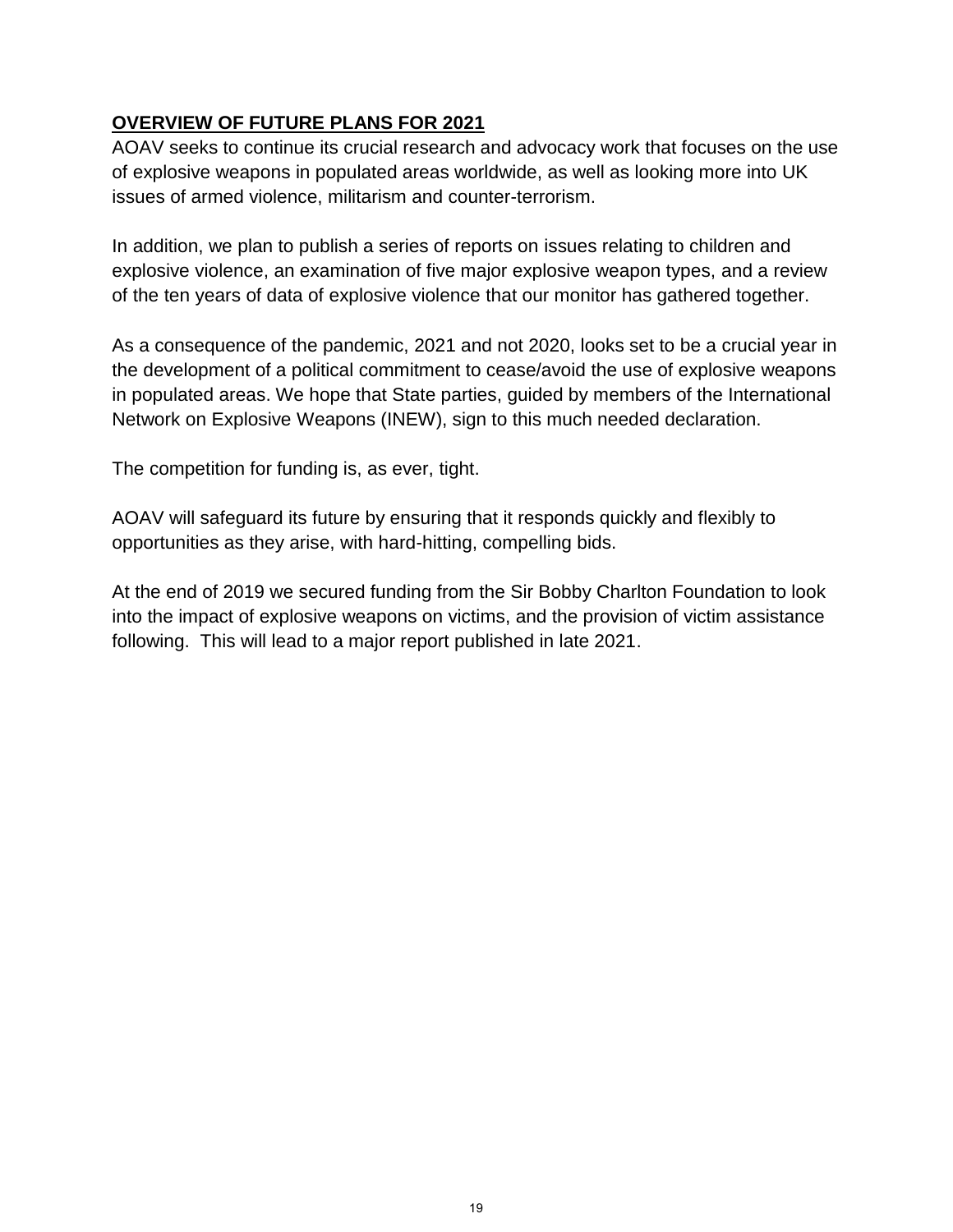## OVERVIEW OF FUTURE PLANS FOR 2021

AOAV seeks to continue its crucial research and advocacy work that focuses on the use of explosive weapons in populated areas worldwide, as well as looking more into UK issues of armed violence, militarism and counter-terrorism.

In addition, we plan to publish a series of reports on issues relating to children and explosive violence, an examination of five major explosive weapon types, and a review of the ten years of data of explosive violence that our monitor has gathered together.

As a consequence of the pandemic, 2021 and not 2020, looks set to be a crucial year in the development of a political commitment to cease/avoid the use of explosive weapons in populated areas. We hope that State parties, guided by members of the International Network on Explosive Weapons (INEW), sign to this much needed declaration.

The competition for funding is, as ever, tight.

AOAV will safeguard its future by ensuring that it responds quickly and flexibly to opportunities as they arise, with hard-hitting, compelling bids.

At the end of 2019 we secured funding from the Sir Bobby Charlton Foundation to look into the impact of explosive weapons on victims, and the provision of victim assistance following. This will lead to a major report published in late 2021.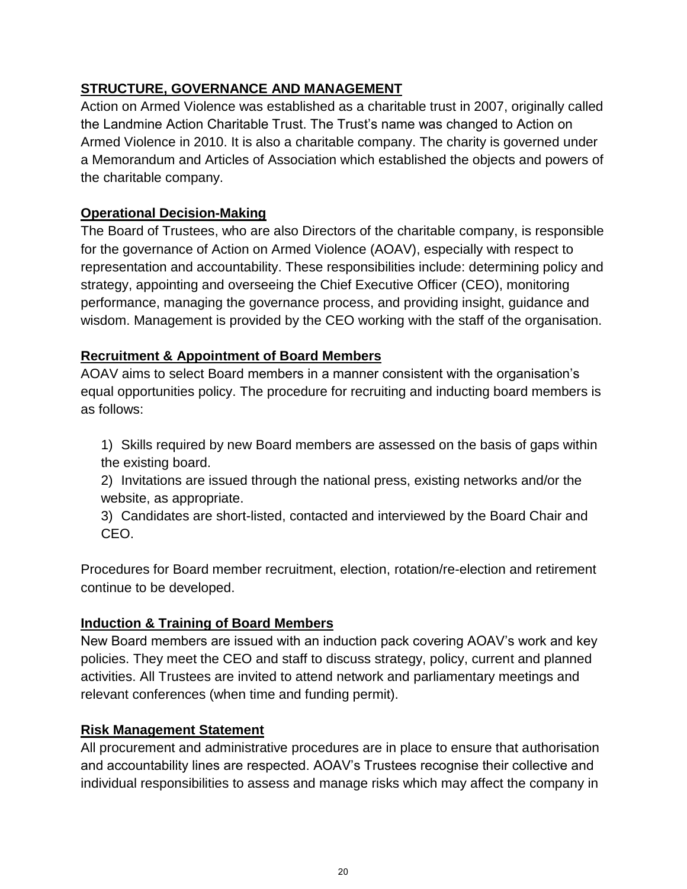## STRUCTURE, GOVERNANCE AND MANAGEMENT

Action on Armed Violence was established as a charitable trust in 2007, originally called the Landmine Action Charitable Trust. The Trust's name was changed to Action on Armed Violence in 2010. It is also a charitable company. The charity is governed under a Memorandum and Articles of Association which established the objects and powers of the charitable company.

### Operational Decision-Making

The Board of Trustees, who are also Directors of the charitable company, is responsible for the governance of Action on Armed Violence (AOAV), especially with respect to representation and accountability. These responsibilities include: determining policy and strategy, appointing and overseeing the Chief Executive Officer (CEO), monitoring performance, managing the governance process, and providing insight, guidance and wisdom. Management is provided by the CEO working with the staff of the organisation.

### Recruitment & Appointment of Board Members

AOAV aims to select Board members in a manner consistent with the organisation's equal opportunities policy. The procedure for recruiting and inducting board members is as follows:

1) Skills required by new Board members are assessed on the basis of gaps within the existing board.
2) Invitations are issued through the national press, existing networks and/or the website, as appropriate.
3) Candidates are short-listed, contacted and interviewed by the Board Chair and CEO.

Procedures for Board member recruitment, election, rotation/re-election and retirement continue to be developed.

### Induction & Training of Board Members

New Board members are issued with an induction pack covering AOAV's work and key policies. They meet the CEO and staff to discuss strategy, policy, current and planned activities. All Trustees are invited to attend network and parliamentary meetings and relevant conferences (when time and funding permit).

### Risk Management Statement

All procurement and administrative procedures are in place to ensure that authorisation and accountability lines are respected. AOAV's Trustees recognise their collective and individual responsibilities to assess and manage risks which may affect the company in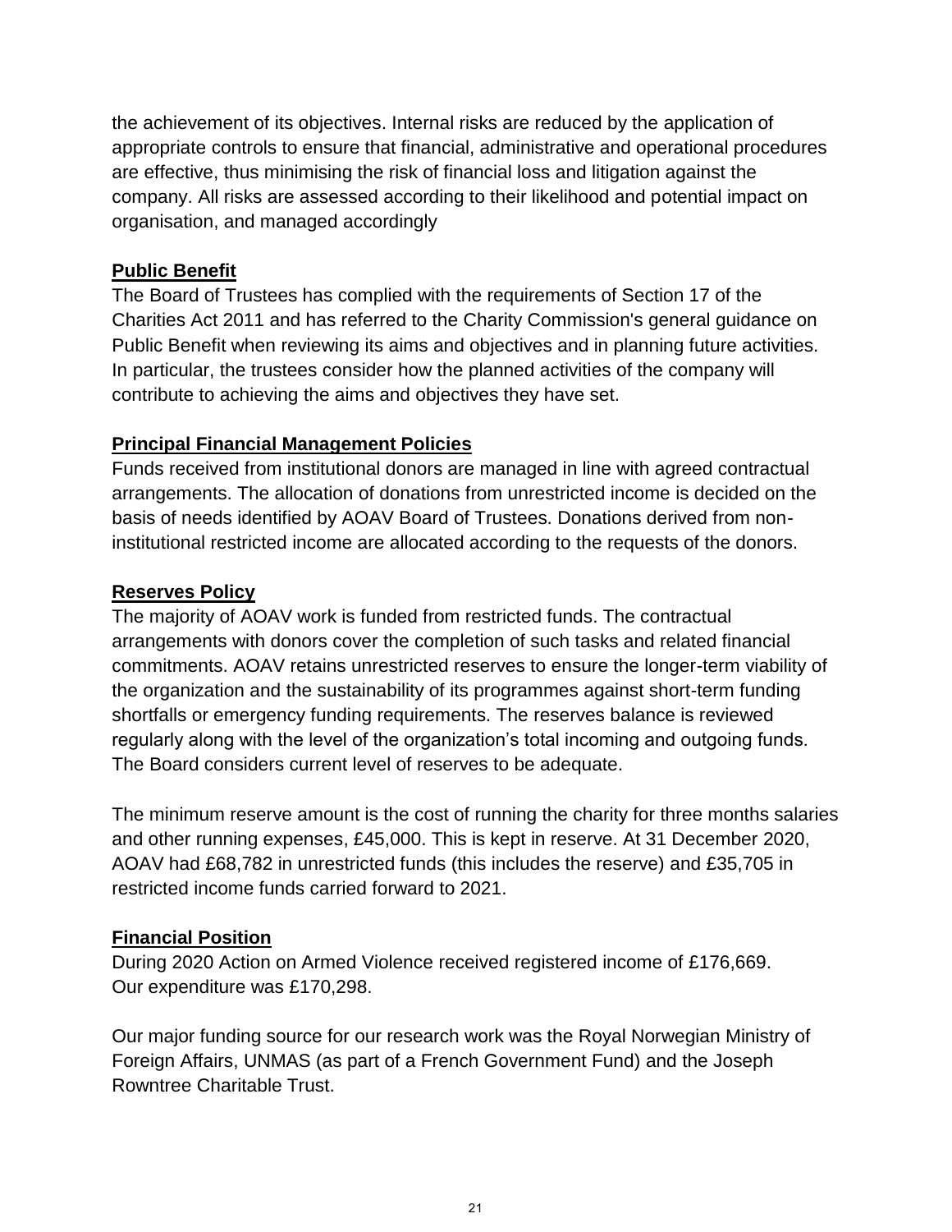the achievement of its objectives. Internal risks are reduced by the application of appropriate controls to ensure that financial, administrative and operational procedures are effective, thus minimising the risk of financial loss and litigation against the company. All risks are assessed according to their likelihood and potential impact on organisation, and managed accordingly

## Public Benefit

The Board of Trustees has complied with the requirements of Section 17 of the Charities Act 2011 and has referred to the Charity Commission's general guidance on Public Benefit when reviewing its aims and objectives and in planning future activities. In particular, the trustees consider how the planned activities of the company will contribute to achieving the aims and objectives they have set.

## Principal Financial Management Policies

Funds received from institutional donors are managed in line with agreed contractual arrangements. The allocation of donations from unrestricted income is decided on the basis of needs identified by AOAV Board of Trustees. Donations derived from non-institutional restricted income are allocated according to the requests of the donors.

## Reserves Policy

The majority of AOAV work is funded from restricted funds. The contractual arrangements with donors cover the completion of such tasks and related financial commitments. AOAV retains unrestricted reserves to ensure the longer-term viability of the organization and the sustainability of its programmes against short-term funding shortfalls or emergency funding requirements. The reserves balance is reviewed regularly along with the level of the organization's total incoming and outgoing funds. The Board considers current level of reserves to be adequate.

The minimum reserve amount is the cost of running the charity for three months salaries and other running expenses, £45,000. This is kept in reserve. At 31 December 2020, AOAV had £68,782 in unrestricted funds (this includes the reserve) and £35,705 in restricted income funds carried forward to 2021.

## Financial Position

During 2020 Action on Armed Violence received registered income of £176,669.
Our expenditure was £170,298.

Our major funding source for our research work was the Royal Norwegian Ministry of Foreign Affairs, UNMAS (as part of a French Government Fund) and the Joseph Rowntree Charitable Trust.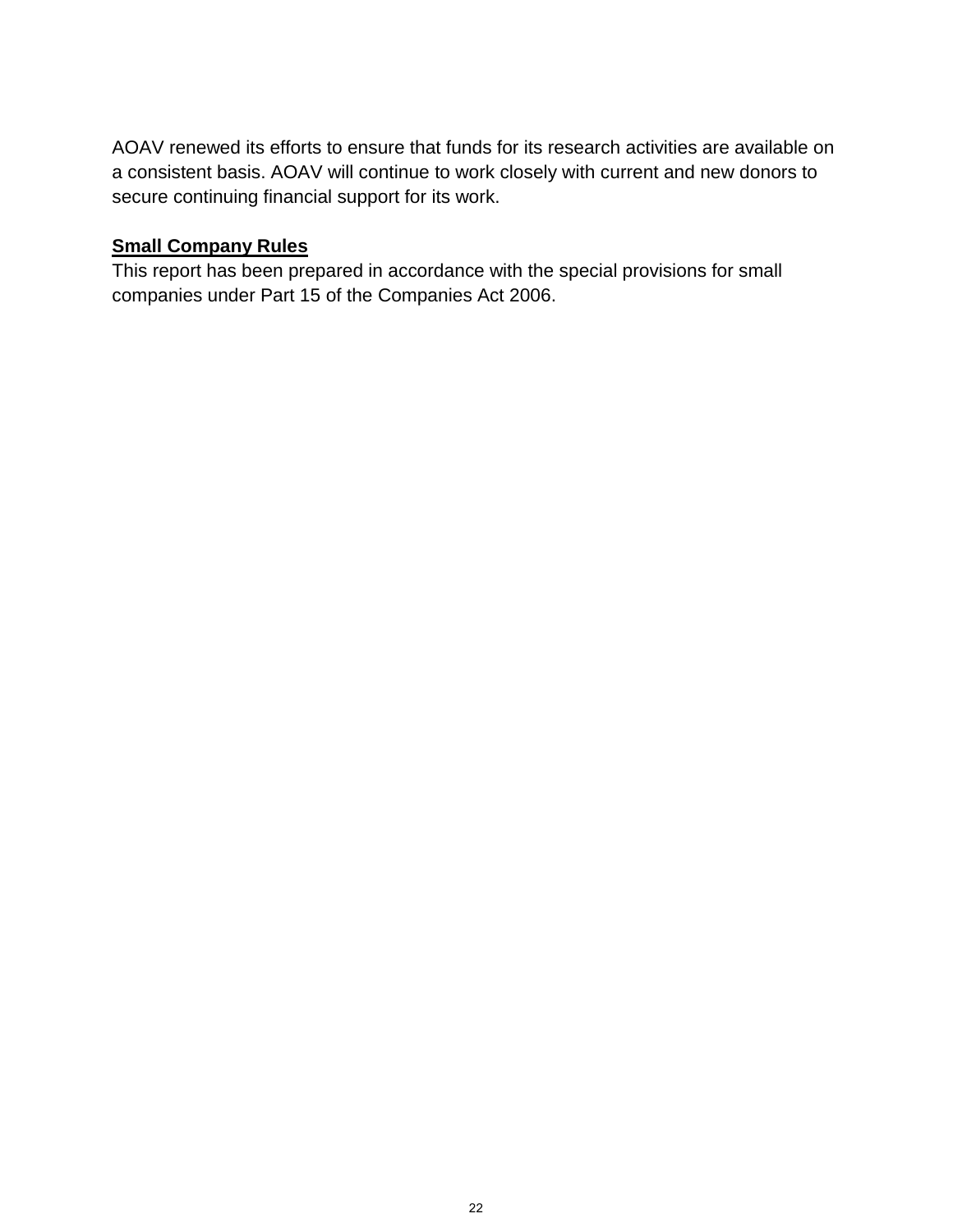AOAV renewed its efforts to ensure that funds for its research activities are available on a consistent basis. AOAV will continue to work closely with current and new donors to secure continuing financial support for its work.

**Small Company Rules**

This report has been prepared in accordance with the special provisions for small companies under Part 15 of the Companies Act 2006.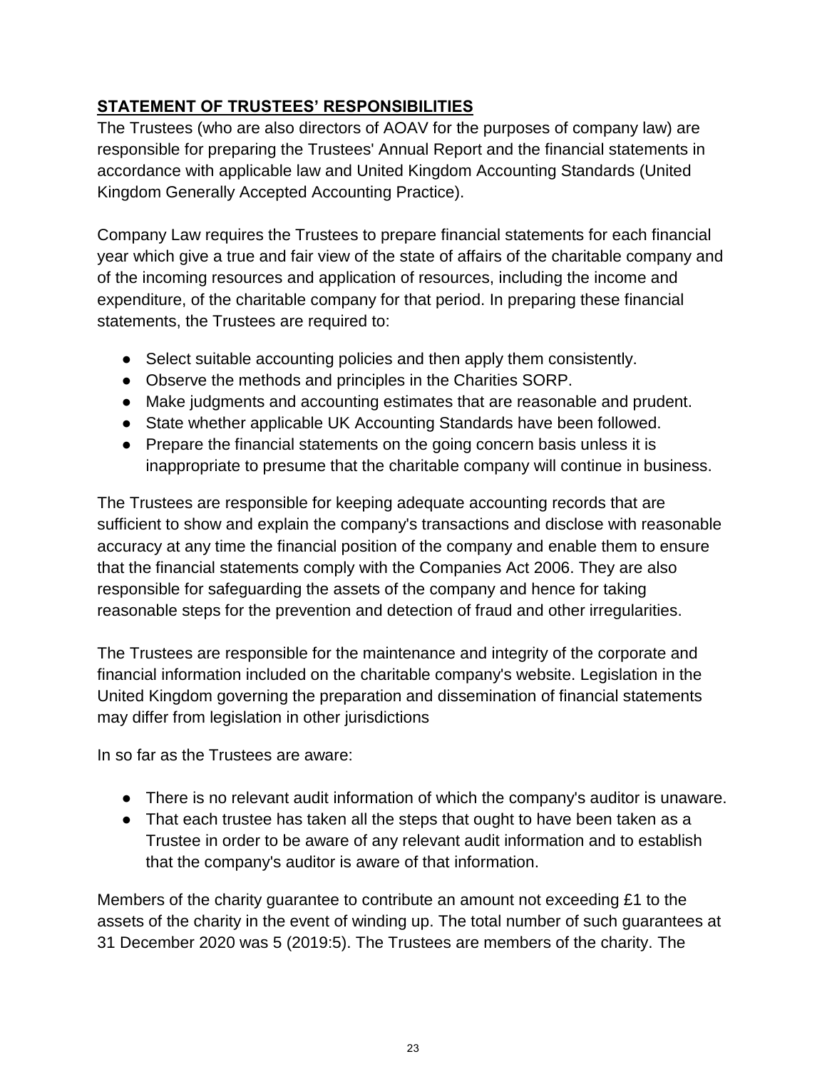## **STATEMENT OF TRUSTEES' RESPONSIBILITIES**

The Trustees (who are also directors of AOAV for the purposes of company law) are responsible for preparing the Trustees' Annual Report and the financial statements in accordance with applicable law and United Kingdom Accounting Standards (United Kingdom Generally Accepted Accounting Practice).

Company Law requires the Trustees to prepare financial statements for each financial year which give a true and fair view of the state of affairs of the charitable company and of the incoming resources and application of resources, including the income and expenditure, of the charitable company for that period. In preparing these financial statements, the Trustees are required to:

- Select suitable accounting policies and then apply them consistently.
- Observe the methods and principles in the Charities SORP.
- Make judgments and accounting estimates that are reasonable and prudent.
- State whether applicable UK Accounting Standards have been followed.
- Prepare the financial statements on the going concern basis unless it is inappropriate to presume that the charitable company will continue in business.

The Trustees are responsible for keeping adequate accounting records that are sufficient to show and explain the company's transactions and disclose with reasonable accuracy at any time the financial position of the company and enable them to ensure that the financial statements comply with the Companies Act 2006. They are also responsible for safeguarding the assets of the company and hence for taking reasonable steps for the prevention and detection of fraud and other irregularities.

The Trustees are responsible for the maintenance and integrity of the corporate and financial information included on the charitable company's website. Legislation in the United Kingdom governing the preparation and dissemination of financial statements may differ from legislation in other jurisdictions

In so far as the Trustees are aware:

- There is no relevant audit information of which the company's auditor is unaware.
- That each trustee has taken all the steps that ought to have been taken as a Trustee in order to be aware of any relevant audit information and to establish that the company's auditor is aware of that information.

Members of the charity guarantee to contribute an amount not exceeding £1 to the assets of the charity in the event of winding up. The total number of such guarantees at 31 December 2020 was 5 (2019:5). The Trustees are members of the charity. The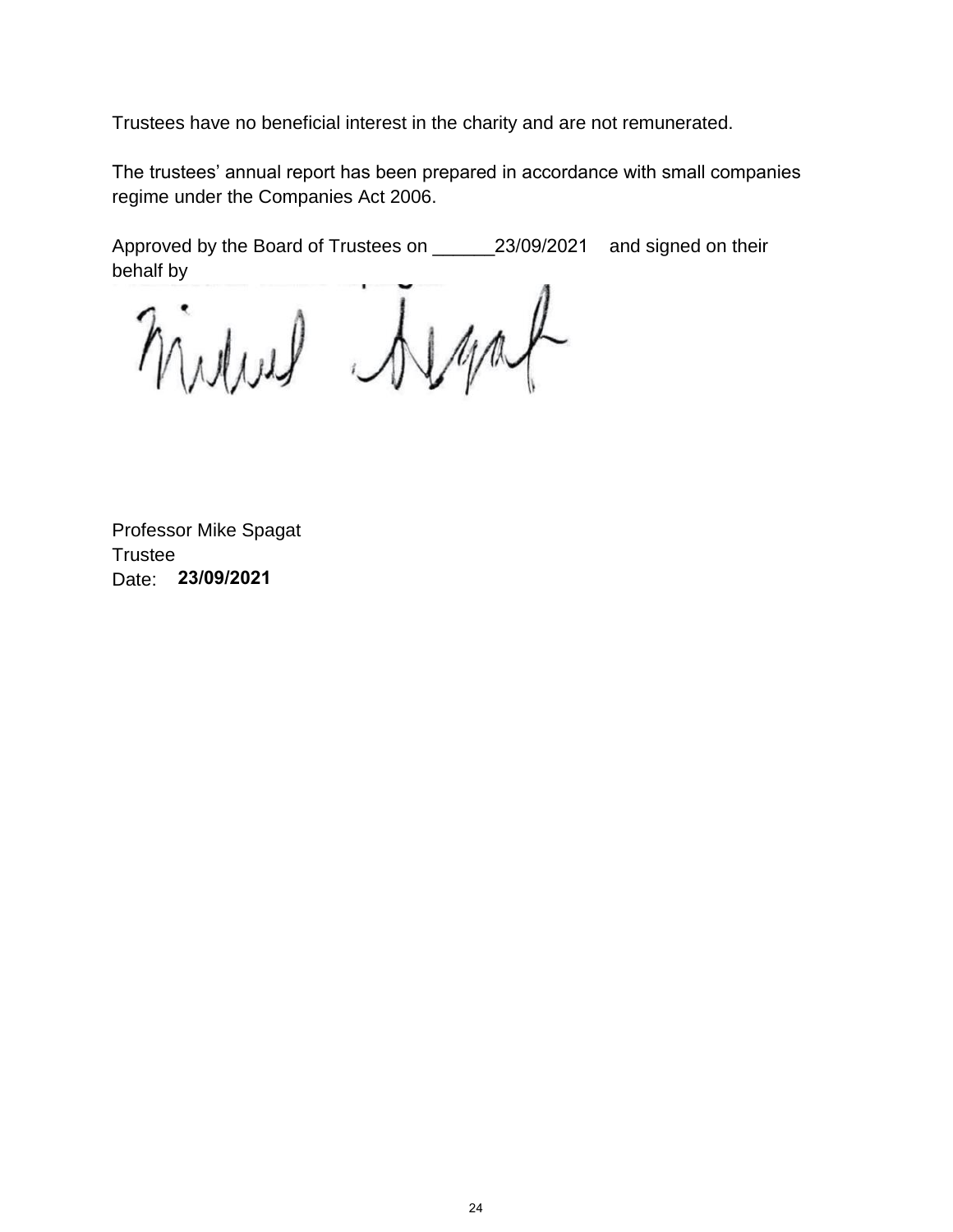Trustees have no beneficial interest in the charity and are not remunerated.

The trustees' annual report has been prepared in accordance with small companies regime under the Companies Act 2006.

Approved by the Board of Trustees on ______23/09/2021 and signed on their behalf by

Professor Mike Spagat
Trustee
Date: **23/09/2021**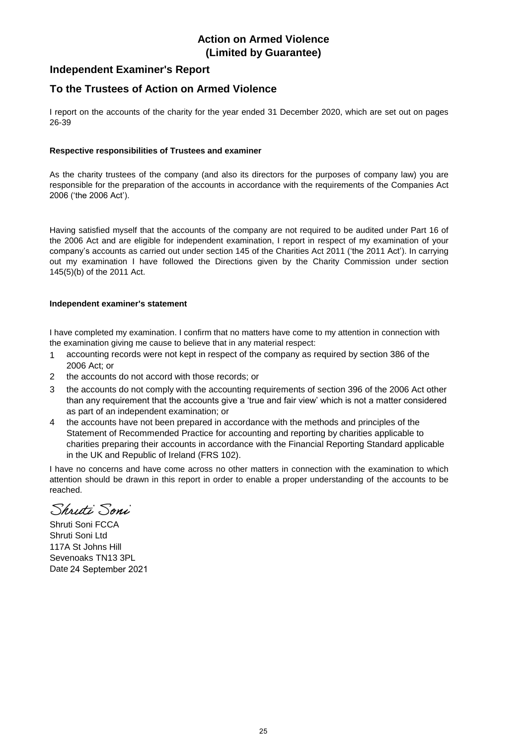# Action on Armed Violence
# (Limited by Guarantee)

## Independent Examiner's Report

## To the Trustees of Action on Armed Violence

I report on the accounts of the charity for the year ended 31 December 2020, which are set out on pages 26-39

**Respective responsibilities of Trustees and examiner**

As the charity trustees of the company (and also its directors for the purposes of company law) you are responsible for the preparation of the accounts in accordance with the requirements of the Companies Act 2006 ('the 2006 Act').

Having satisfied myself that the accounts of the company are not required to be audited under Part 16 of the 2006 Act and are eligible for independent examination, I report in respect of my examination of your company's accounts as carried out under section 145 of the Charities Act 2011 ('the 2011 Act'). In carrying out my examination I have followed the Directions given by the Charity Commission under section 145(5)(b) of the 2011 Act.

**Independent examiner's statement**

I have completed my examination. I confirm that no matters have come to my attention in connection with the examination giving me cause to believe that in any material respect:

1. accounting records were not kept in respect of the company as required by section 386 of the 2006 Act; or
2. the accounts do not accord with those records; or
3. the accounts do not comply with the accounting requirements of section 396 of the 2006 Act other than any requirement that the accounts give a 'true and fair view' which is not a matter considered as part of an independent examination; or
4. the accounts have not been prepared in accordance with the methods and principles of the Statement of Recommended Practice for accounting and reporting by charities applicable to charities preparing their accounts in accordance with the Financial Reporting Standard applicable in the UK and Republic of Ireland (FRS 102).

I have no concerns and have come across no other matters in connection with the examination to which attention should be drawn in this report in order to enable a proper understanding of the accounts to be reached.

*Shruti Soni*

Shruti Soni FCCA
Shruti Soni Ltd
117A St Johns Hill
Sevenoaks TN13 3PL
Date 24 September 2021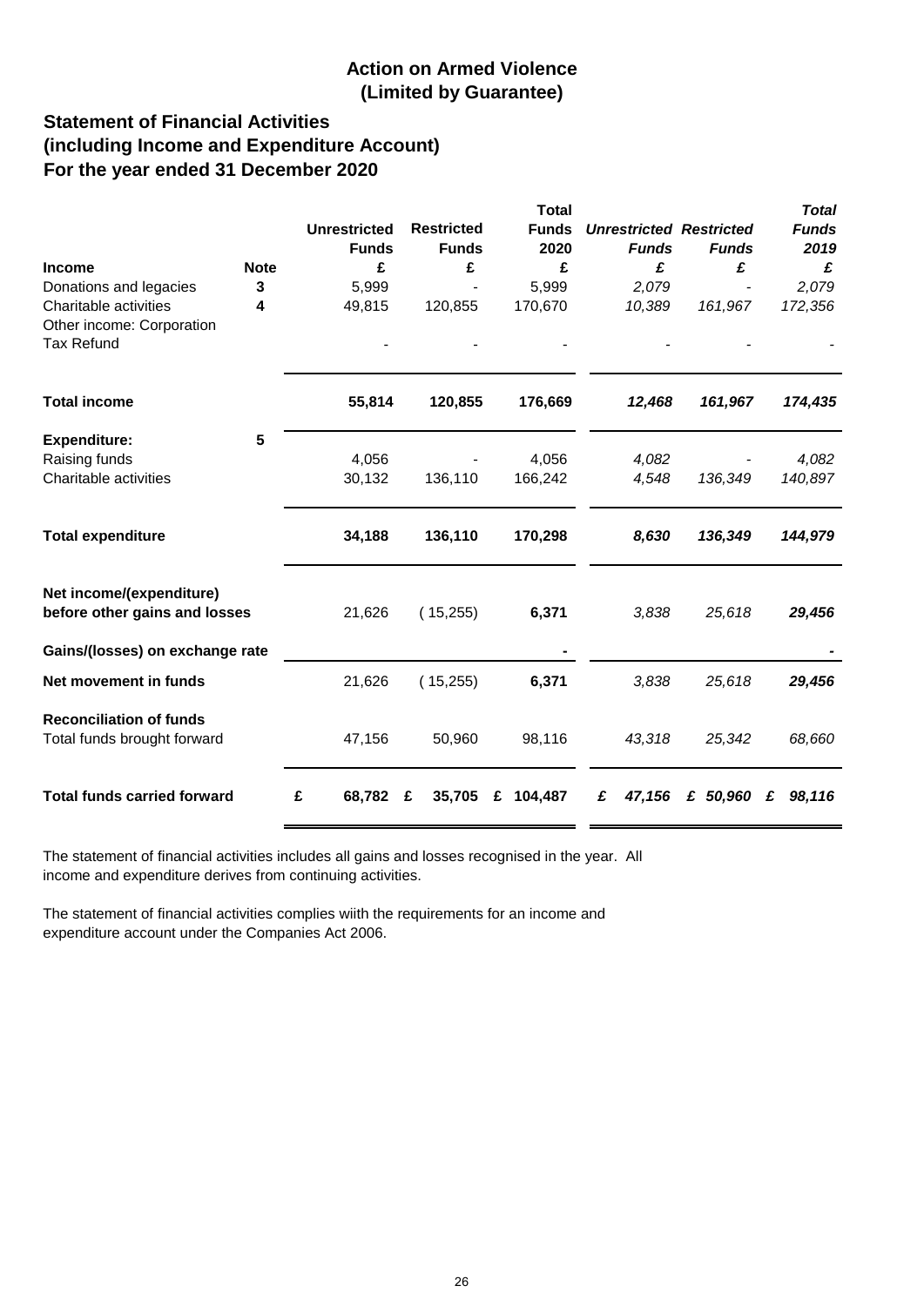# Action on Armed Violence
# (Limited by Guarantee)

## Statement of Financial Activities
## (including Income and Expenditure Account)
## For the year ended 31 December 2020

| Income | Note | Unrestricted Funds £ | Restricted Funds £ | Total Funds 2020 £ | *Unrestricted Funds £* | *Restricted Funds £* | *Total Funds 2019 £* |
|---|---|---|---|---|---|---|---|
| Donations and legacies | 3 | 5,999 | - | 5,999 | *2,079* | *-* | *2,079* |
| Charitable activities | 4 | 49,815 | 120,855 | 170,670 | *10,389* | *161,967* | *172,356* |
| Other income: Corporation Tax Refund | | - | - | - | *-* | *-* | *-* |
| **Total income** | | **55,814** | **120,855** | **176,669** | ***12,468*** | ***161,967*** | ***174,435*** |
| **Expenditure:** | **5** | | | | | | |
| Raising funds | | 4,056 | - | 4,056 | *4,082* | *-* | *4,082* |
| Charitable activities | | 30,132 | 136,110 | 166,242 | *4,548* | *136,349* | *140,897* |
| **Total expenditure** | | **34,188** | **136,110** | **170,298** | ***8,630*** | ***136,349*** | ***144,979*** |
| **Net income/(expenditure) before other gains and losses** | | 21,626 | ( 15,255) | **6,371** | *3,838* | *25,618* | ***29,456*** |
| **Gains/(losses) on exchange rate** | | | | **-** | | | ***-*** |
| **Net movement in funds** | | 21,626 | ( 15,255) | **6,371** | *3,838* | *25,618* | ***29,456*** |
| **Reconciliation of funds** | | | | | | | |
| Total funds brought forward | | 47,156 | 50,960 | 98,116 | *43,318* | *25,342* | *68,660* |
| **Total funds carried forward** | | **£ 68,782** | **£ 35,705** | **£ 104,487** | ***£ 47,156*** | ***£ 50,960*** | ***£ 98,116*** |

The statement of financial activities includes all gains and losses recognised in the year. All income and expenditure derives from continuing activities.

The statement of financial activities complies wiith the requirements for an income and expenditure account under the Companies Act 2006.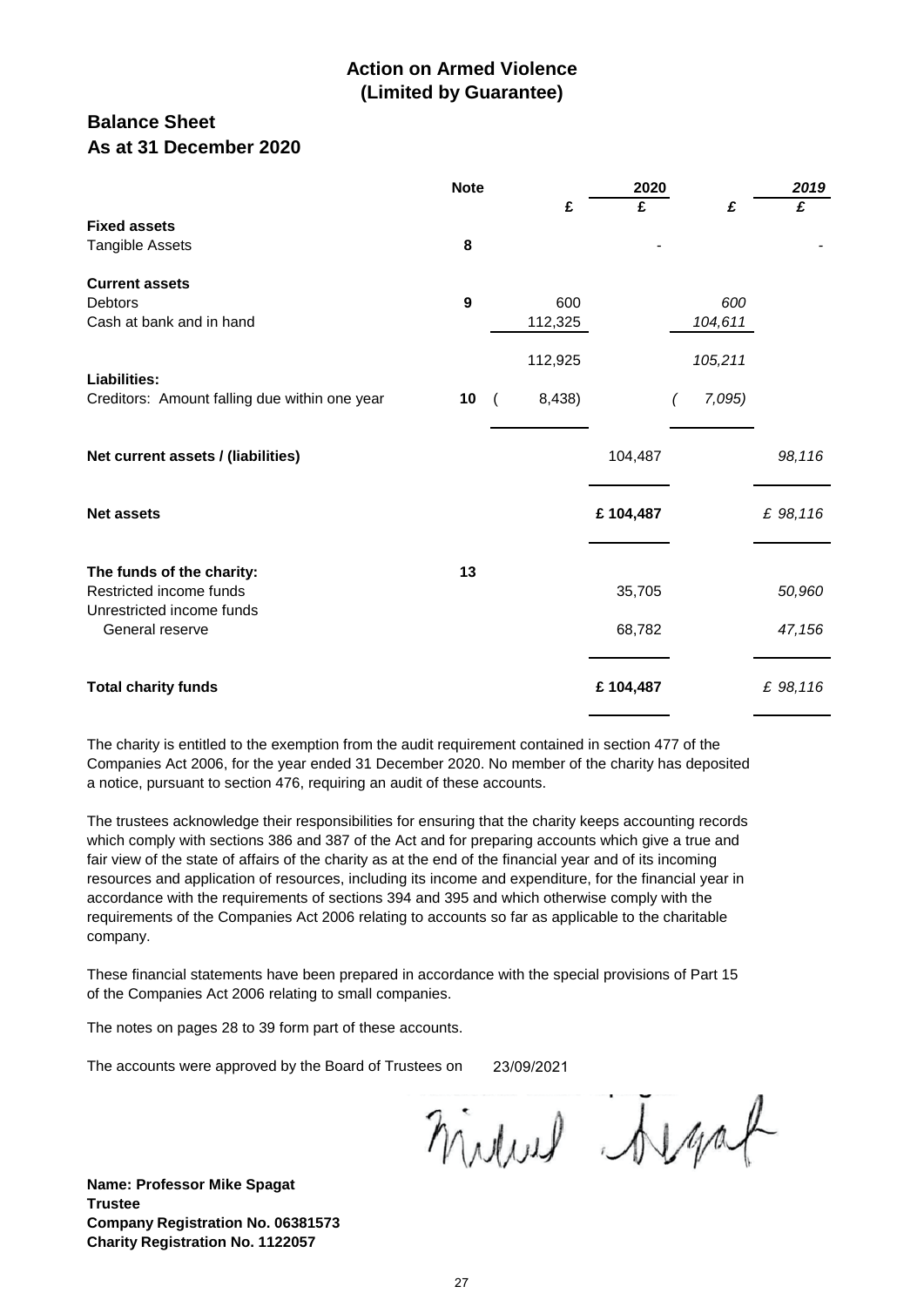# Action on Armed Violence
# (Limited by Guarantee)

## Balance Sheet
## As at 31 December 2020

| | Note | £ | 2020 £ | £ | 2019 £ |
|---|---|---|---|---|---|
| **Fixed assets** | | | | | |
| Tangible Assets | 8 | | - | | - |
| **Current assets** | | | | | |
| Debtors | 9 | 600 | | 600 | |
| Cash at bank and in hand | | 112,325 | | 104,611 | |
| | | 112,925 | | 105,211 | |
| **Liabilities:** | | | | | |
| Creditors: Amount falling due within one year | 10 | (8,438) | | (7,095) | |
| **Net current assets / (liabilities)** | | | 104,487 | | 98,116 |
| **Net assets** | | | £ 104,487 | | £ 98,116 |
| **The funds of the charity:** | 13 | | | | |
| Restricted income funds | | | 35,705 | | 50,960 |
| Unrestricted income funds | | | | | |
| General reserve | | | 68,782 | | 47,156 |
| **Total charity funds** | | | £ 104,487 | | £ 98,116 |

The charity is entitled to the exemption from the audit requirement contained in section 477 of the Companies Act 2006, for the year ended 31 December 2020. No member of the charity has deposited a notice, pursuant to section 476, requiring an audit of these accounts.

The trustees acknowledge their responsibilities for ensuring that the charity keeps accounting records which comply with sections 386 and 387 of the Act and for preparing accounts which give a true and fair view of the state of affairs of the charity as at the end of the financial year and of its incoming resources and application of resources, including its income and expenditure, for the financial year in accordance with the requirements of sections 394 and 395 and which otherwise comply with the requirements of the Companies Act 2006 relating to accounts so far as applicable to the charitable company.

These financial statements have been prepared in accordance with the special provisions of Part 15 of the Companies Act 2006 relating to small companies.

The notes on pages 28 to 39 form part of these accounts.

The accounts were approved by the Board of Trustees on 23/09/2021

**Name: Professor Mike Spagat**
**Trustee**
**Company Registration No. 06381573**
**Charity Registration No. 1122057**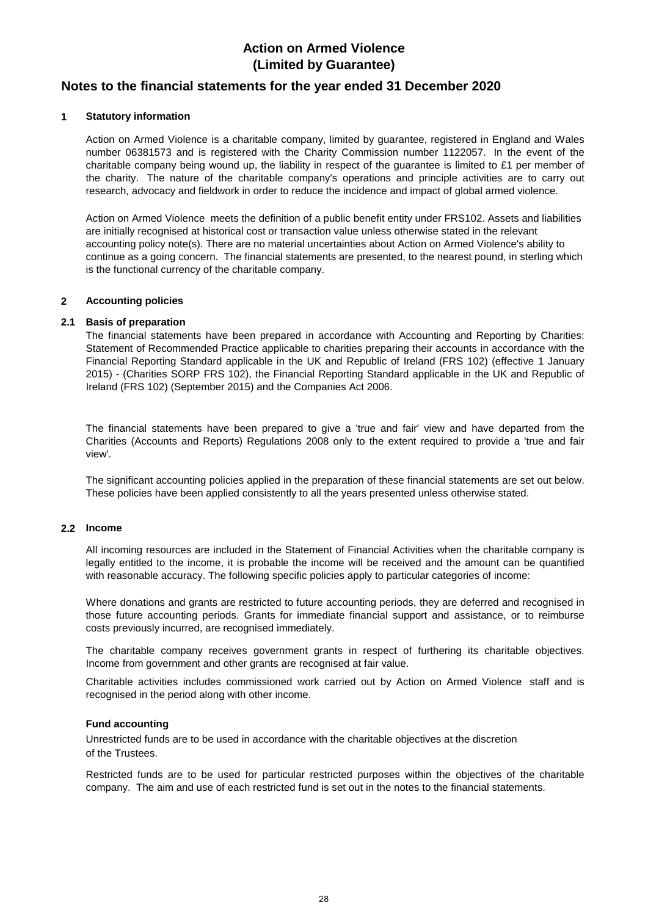# Action on Armed Violence
# (Limited by Guarantee)

## Notes to the financial statements for the year ended 31 December 2020

### 1 Statutory information

Action on Armed Violence is a charitable company, limited by guarantee, registered in England and Wales number 06381573 and is registered with the Charity Commission number 1122057. In the event of the charitable company being wound up, the liability in respect of the guarantee is limited to £1 per member of the charity. The nature of the charitable company's operations and principle activities are to carry out research, advocacy and fieldwork in order to reduce the incidence and impact of global armed violence.

Action on Armed Violence meets the definition of a public benefit entity under FRS102. Assets and liabilities are initially recognised at historical cost or transaction value unless otherwise stated in the relevant accounting policy note(s). There are no material uncertainties about Action on Armed Violence's ability to continue as a going concern. The financial statements are presented, to the nearest pound, in sterling which is the functional currency of the charitable company.

### 2 Accounting policies

### 2.1 Basis of preparation

The financial statements have been prepared in accordance with Accounting and Reporting by Charities: Statement of Recommended Practice applicable to charities preparing their accounts in accordance with the Financial Reporting Standard applicable in the UK and Republic of Ireland (FRS 102) (effective 1 January 2015) - (Charities SORP FRS 102), the Financial Reporting Standard applicable in the UK and Republic of Ireland (FRS 102) (September 2015) and the Companies Act 2006.

The financial statements have been prepared to give a 'true and fair' view and have departed from the Charities (Accounts and Reports) Regulations 2008 only to the extent required to provide a 'true and fair view'.

The significant accounting policies applied in the preparation of these financial statements are set out below. These policies have been applied consistently to all the years presented unless otherwise stated.

### 2.2 Income

All incoming resources are included in the Statement of Financial Activities when the charitable company is legally entitled to the income, it is probable the income will be received and the amount can be quantified with reasonable accuracy. The following specific policies apply to particular categories of income:

Where donations and grants are restricted to future accounting periods, they are deferred and recognised in those future accounting periods. Grants for immediate financial support and assistance, or to reimburse costs previously incurred, are recognised immediately.

The charitable company receives government grants in respect of furthering its charitable objectives. Income from government and other grants are recognised at fair value.

Charitable activities includes commissioned work carried out by Action on Armed Violence staff and is recognised in the period along with other income.

**Fund accounting**

Unrestricted funds are to be used in accordance with the charitable objectives at the discretion of the Trustees.

Restricted funds are to be used for particular restricted purposes within the objectives of the charitable company. The aim and use of each restricted fund is set out in the notes to the financial statements.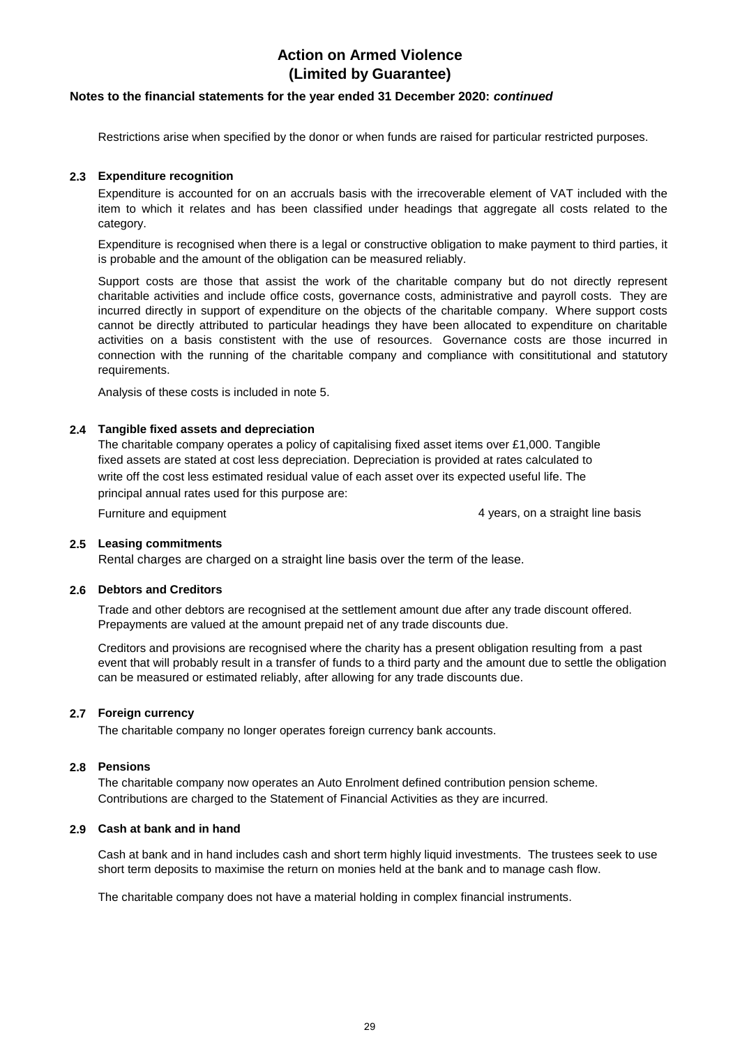**Notes to the financial statements for the year ended 31 December 2020:** ***continued***

Restrictions arise when specified by the donor or when funds are raised for particular restricted purposes.

### 2.3 Expenditure recognition

Expenditure is accounted for on an accruals basis with the irrecoverable element of VAT included with the item to which it relates and has been classified under headings that aggregate all costs related to the category.

Expenditure is recognised when there is a legal or constructive obligation to make payment to third parties, it is probable and the amount of the obligation can be measured reliably.

Support costs are those that assist the work of the charitable company but do not directly represent charitable activities and include office costs, governance costs, administrative and payroll costs. They are incurred directly in support of expenditure on the objects of the charitable company. Where support costs cannot be directly attributed to particular headings they have been allocated to expenditure on charitable activities on a basis constistent with the use of resources. Governance costs are those incurred in connection with the running of the charitable company and compliance with consititutional and statutory requirements.

Analysis of these costs is included in note 5.

### 2.4 Tangible fixed assets and depreciation

The charitable company operates a policy of capitalising fixed asset items over £1,000. Tangible fixed assets are stated at cost less depreciation. Depreciation is provided at rates calculated to write off the cost less estimated residual value of each asset over its expected useful life. The principal annual rates used for this purpose are:

| | |
|---|---|
| Furniture and equipment | 4 years, on a straight line basis |

### 2.5 Leasing commitments

Rental charges are charged on a straight line basis over the term of the lease.

### 2.6 Debtors and Creditors

Trade and other debtors are recognised at the settlement amount due after any trade discount offered. Prepayments are valued at the amount prepaid net of any trade discounts due.

Creditors and provisions are recognised where the charity has a present obligation resulting from a past event that will probably result in a transfer of funds to a third party and the amount due to settle the obligation can be measured or estimated reliably, after allowing for any trade discounts due.

### 2.7 Foreign currency

The charitable company no longer operates foreign currency bank accounts.

### 2.8 Pensions

The charitable company now operates an Auto Enrolment defined contribution pension scheme. Contributions are charged to the Statement of Financial Activities as they are incurred.

### 2.9 Cash at bank and in hand

Cash at bank and in hand includes cash and short term highly liquid investments. The trustees seek to use short term deposits to maximise the return on monies held at the bank and to manage cash flow.

The charitable company does not have a material holding in complex financial instruments.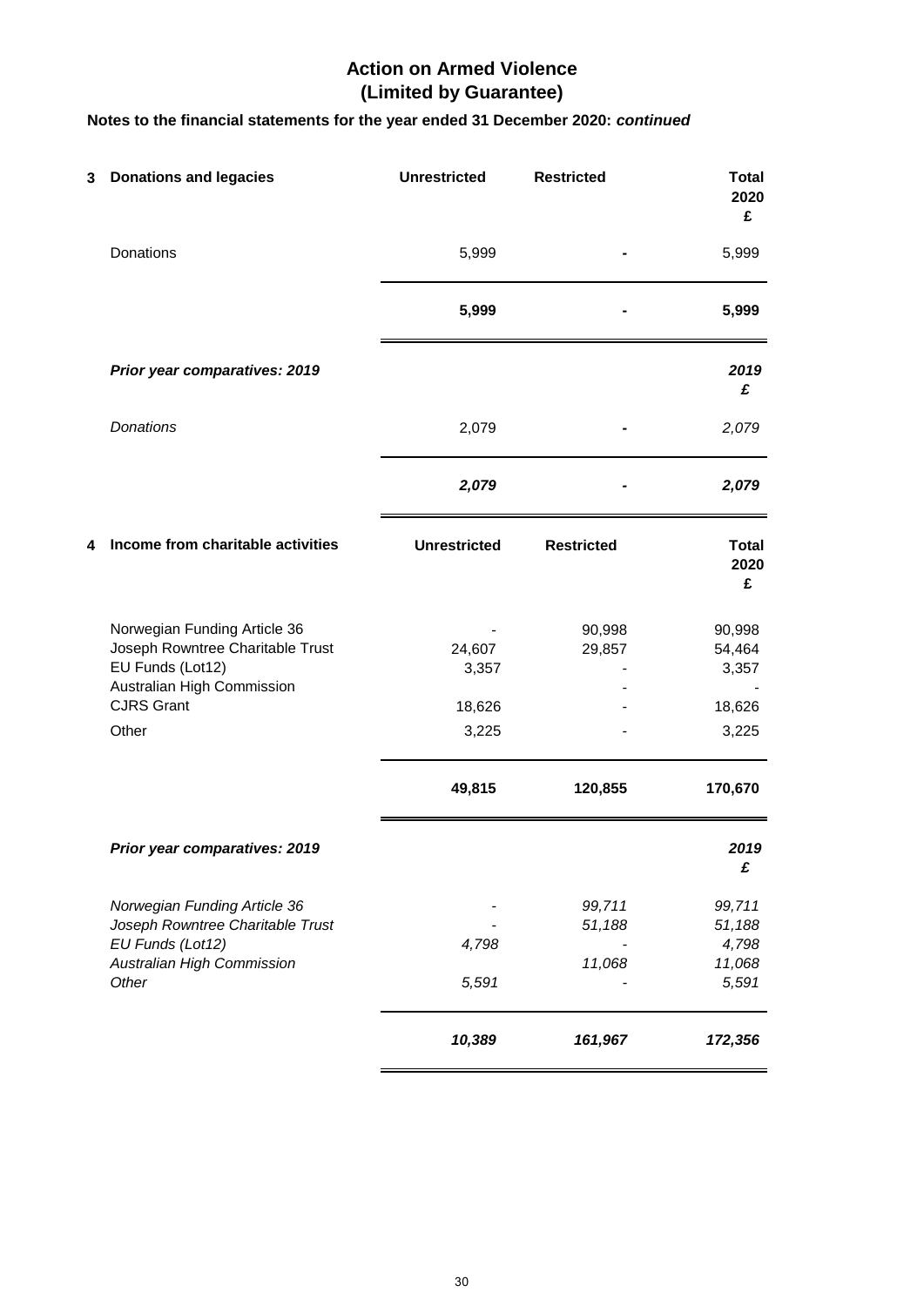# Action on Armed Violence
# (Limited by Guarantee)

**Notes to the financial statements for the year ended 31 December 2020: *continued***

| **3 Donations and legacies** | **Unrestricted** | **Restricted** | **Total 2020 £** |
|---|---|---|---|
| Donations | 5,999 | - | 5,999 |
| | **5,999** | **-** | **5,999** |
| ***Prior year comparatives: 2019*** | | | ***2019 £*** |
| *Donations* | 2,079 | - | *2,079* |
| | ***2,079*** | ***-*** | ***2,079*** |

| **4 Income from charitable activities** | **Unrestricted** | **Restricted** | **Total 2020 £** |
|---|---|---|---|
| Norwegian Funding Article 36 | - | 90,998 | 90,998 |
| Joseph Rowntree Charitable Trust | 24,607 | 29,857 | 54,464 |
| EU Funds (Lot12) | 3,357 | - | 3,357 |
| Australian High Commission | | - | - |
| CJRS Grant | 18,626 | - | 18,626 |
| Other | 3,225 | - | 3,225 |
| | **49,815** | **120,855** | **170,670** |
| ***Prior year comparatives: 2019*** | | | ***2019 £*** |
| *Norwegian Funding Article 36* | - | *99,711* | *99,711* |
| *Joseph Rowntree Charitable Trust* | - | *51,188* | *51,188* |
| *EU Funds (Lot12)* | *4,798* | - | *4,798* |
| *Australian High Commission* | | *11,068* | *11,068* |
| *Other* | *5,591* | - | *5,591* |
| | ***10,389*** | ***161,967*** | ***172,356*** |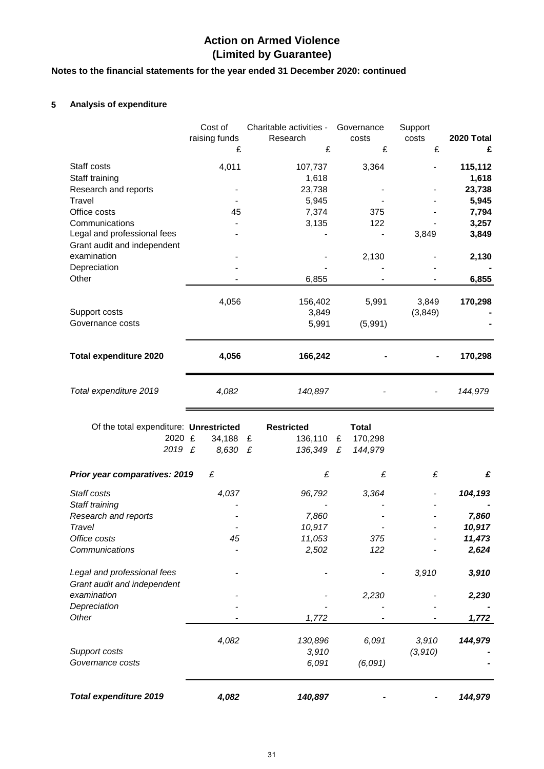# Action on Armed Violence
# (Limited by Guarantee)

## Notes to the financial statements for the year ended 31 December 2020: continued

### 5 Analysis of expenditure

| | Cost of raising funds | Charitable activities - Research | Governance costs | Support costs | **2020 Total** |
|---|---|---|---|---|---|
| | £ | £ | £ | £ | **£** |
| Staff costs | 4,011 | 107,737 | 3,364 | - | **115,112** |
| Staff training | | 1,618 | | | **1,618** |
| Research and reports | - | 23,738 | - | - | **23,738** |
| Travel | - | 5,945 | - | - | **5,945** |
| Office costs | 45 | 7,374 | 375 | - | **7,794** |
| Communications | - | 3,135 | 122 | - | **3,257** |
| Legal and professional fees | - | - | - | 3,849 | **3,849** |
| Grant audit and independent examination | - | - | 2,130 | - | **2,130** |
| Depreciation | - | - | - | - | **-** |
| Other | - | 6,855 | - | - | **6,855** |
| | 4,056 | 156,402 | 5,991 | 3,849 | **170,298** |
| Support costs | | 3,849 | | (3,849) | **-** |
| Governance costs | | 5,991 | (5,991) | | **-** |
| **Total expenditure 2020** | **4,056** | **166,242** | **-** | **-** | **170,298** |
| *Total expenditure 2019* | *4,082* | *140,897* | *-* | *-* | *144,979* |

| Of the total expenditure: | **Unrestricted** | **Restricted** | **Total** |
|---|---|---|---|
| 2020 | £ 34,188 | £ 136,110 | £ 170,298 |
| *2019* | *£ 8,630* | *£ 136,349* | *£ 144,979* |

| ***Prior year comparatives: 2019*** | *£* | *£* | *£* | *£* | ***£*** |
|---|---|---|---|---|---|
| *Staff costs* | *4,037* | *96,792* | *3,364* | *-* | ***104,193*** |
| *Staff training* | *-* | *-* | | *-* | ***-*** |
| *Research and reports* | *-* | *7,860* | *-* | *-* | ***7,860*** |
| *Travel* | *-* | *10,917* | *-* | *-* | ***10,917*** |
| *Office costs* | *45* | *11,053* | *375* | *-* | ***11,473*** |
| *Communications* | *-* | *2,502* | *122* | *-* | ***2,624*** |
| *Legal and professional fees* | *-* | *-* | *-* | *3,910* | ***3,910*** |
| *Grant audit and independent examination* | *-* | *-* | *2,230* | *-* | ***2,230*** |
| *Depreciation* | *-* | *-* | *-* | *-* | ***-*** |
| *Other* | *-* | *1,772* | *-* | *-* | ***1,772*** |
| | *4,082* | *130,896* | *6,091* | *3,910* | ***144,979*** |
| *Support costs* | | *3,910* | | *(3,910)* | ***-*** |
| *Governance costs* | | *6,091* | *(6,091)* | | ***-*** |
| ***Total expenditure 2019*** | ***4,082*** | ***140,897*** | ***-*** | ***-*** | ***144,979*** |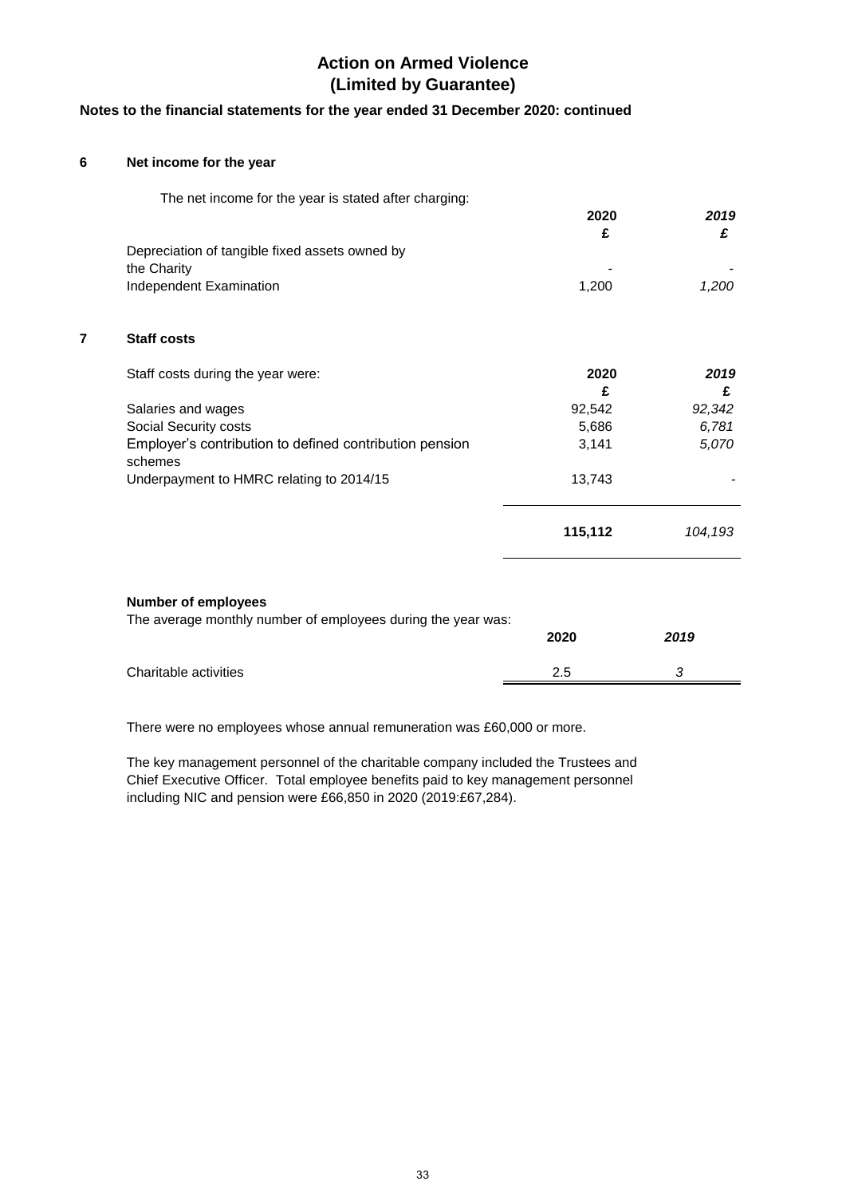# Action on Armed Violence
# (Limited by Guarantee)

**Notes to the financial statements for the year ended 31 December 2020: continued**

## 6 Net income for the year

The net income for the year is stated after charging:

| | 2020 | *2019* |
|---|---|---|
| | £ | *£* |
| Depreciation of tangible fixed assets owned by the Charity | - | - |
| Independent Examination | 1,200 | *1,200* |

## 7 Staff costs

| Staff costs during the year were: | 2020 | *2019* |
|---|---|---|
| | £ | *£* |
| Salaries and wages | 92,542 | *92,342* |
| Social Security costs | 5,686 | *6,781* |
| Employer's contribution to defined contribution pension schemes | 3,141 | *5,070* |
| Underpayment to HMRC relating to 2014/15 | 13,743 | - |
| | **115,112** | *104,193* |

**Number of employees**

The average monthly number of employees during the year was:

| | 2020 | *2019* |
|---|---|---|
| Charitable activities | 2.5 | *3* |

There were no employees whose annual remuneration was £60,000 or more.

The key management personnel of the charitable company included the Trustees and Chief Executive Officer. Total employee benefits paid to key management personnel including NIC and pension were £66,850 in 2020 (2019:£67,284).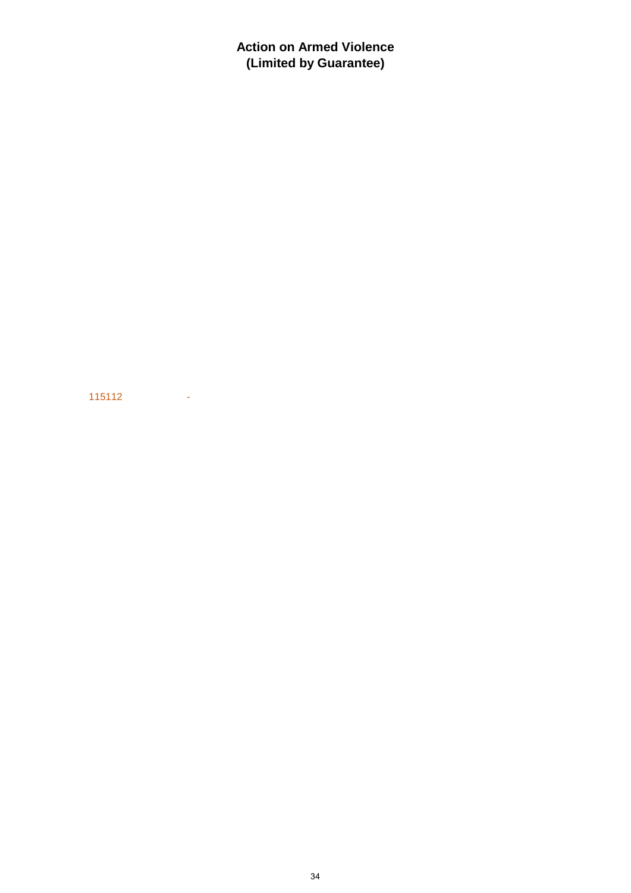**Action on Armed Violence**
**(Limited by Guarantee)**

115112 -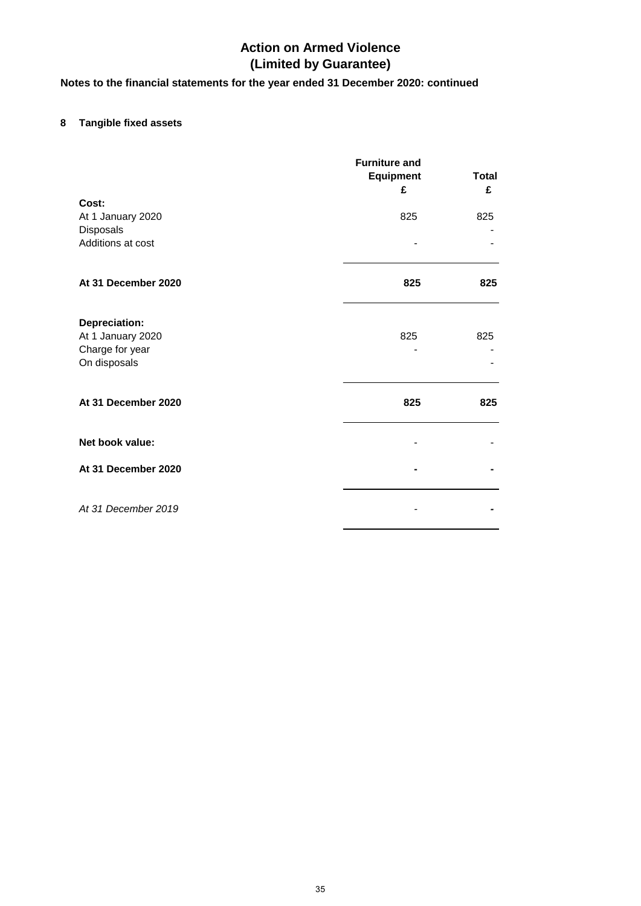# Action on Armed Violence
# (Limited by Guarantee)

**Notes to the financial statements for the year ended 31 December 2020: continued**

## 8 Tangible fixed assets

| | Furniture and Equipment £ | Total £ |
|---|---|---|
| **Cost:** | | |
| At 1 January 2020 | 825 | 825 |
| Disposals | | - |
| Additions at cost | - | - |
| **At 31 December 2020** | **825** | **825** |
| **Depreciation:** | | |
| At 1 January 2020 | 825 | 825 |
| Charge for year | - | - |
| On disposals | | - |
| **At 31 December 2020** | **825** | **825** |
| **Net book value:** | - | - |
| **At 31 December 2020** | **-** | **-** |
| *At 31 December 2019* | - | **-** |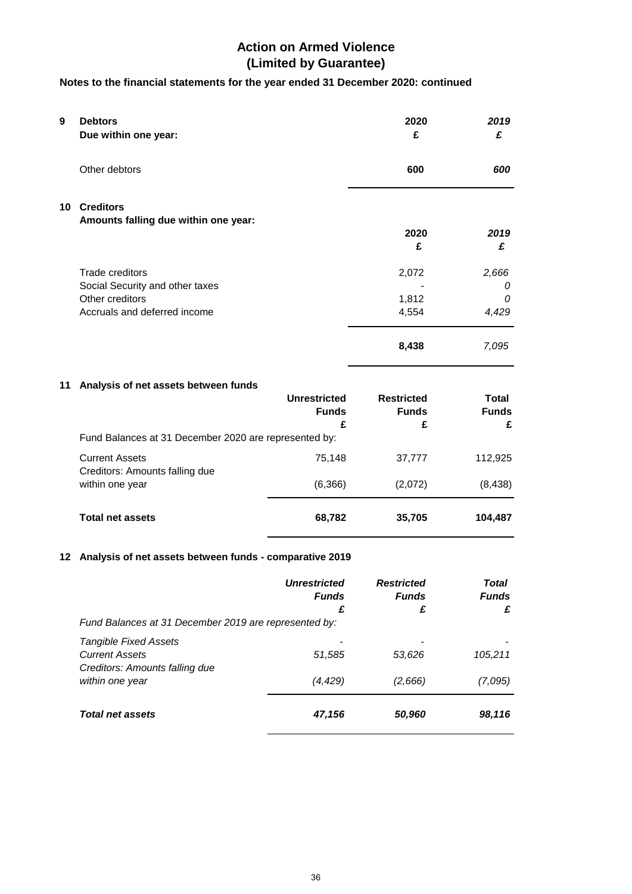# Action on Armed Violence
# (Limited by Guarantee)

**Notes to the financial statements for the year ended 31 December 2020: continued**

## 9 Debtors

| **Due within one year:** | **2020** £ | *2019* £ |
|---|---|---|
| Other debtors | **600** | ***600*** |

## 10 Creditors

| **Amounts falling due within one year:** | **2020** £ | *2019* £ |
|---|---|---|
| Trade creditors | 2,072 | *2,666* |
| Social Security and other taxes | - | *0* |
| Other creditors | 1,812 | *0* |
| Accruals and deferred income | 4,554 | *4,429* |
| | **8,438** | *7,095* |

## 11 Analysis of net assets between funds

| | **Unrestricted Funds** £ | **Restricted Funds** £ | **Total Funds** £ |
|---|---|---|---|
| Fund Balances at 31 December 2020 are represented by: | | | |
| Current Assets | 75,148 | 37,777 | 112,925 |
| Creditors: Amounts falling due within one year | (6,366) | (2,072) | (8,438) |
| **Total net assets** | **68,782** | **35,705** | **104,487** |

## 12 Analysis of net assets between funds - comparative 2019

| | ***Unrestricted Funds*** *£* | ***Restricted Funds*** *£* | ***Total Funds*** *£* |
|---|---|---|---|
| *Fund Balances at 31 December 2019 are represented by:* | | | |
| *Tangible Fixed Assets* | - | - | - |
| *Current Assets* | *51,585* | *53,626* | *105,211* |
| *Creditors: Amounts falling due within one year* | *(4,429)* | *(2,666)* | *(7,095)* |
| ***Total net assets*** | ***47,156*** | ***50,960*** | ***98,116*** |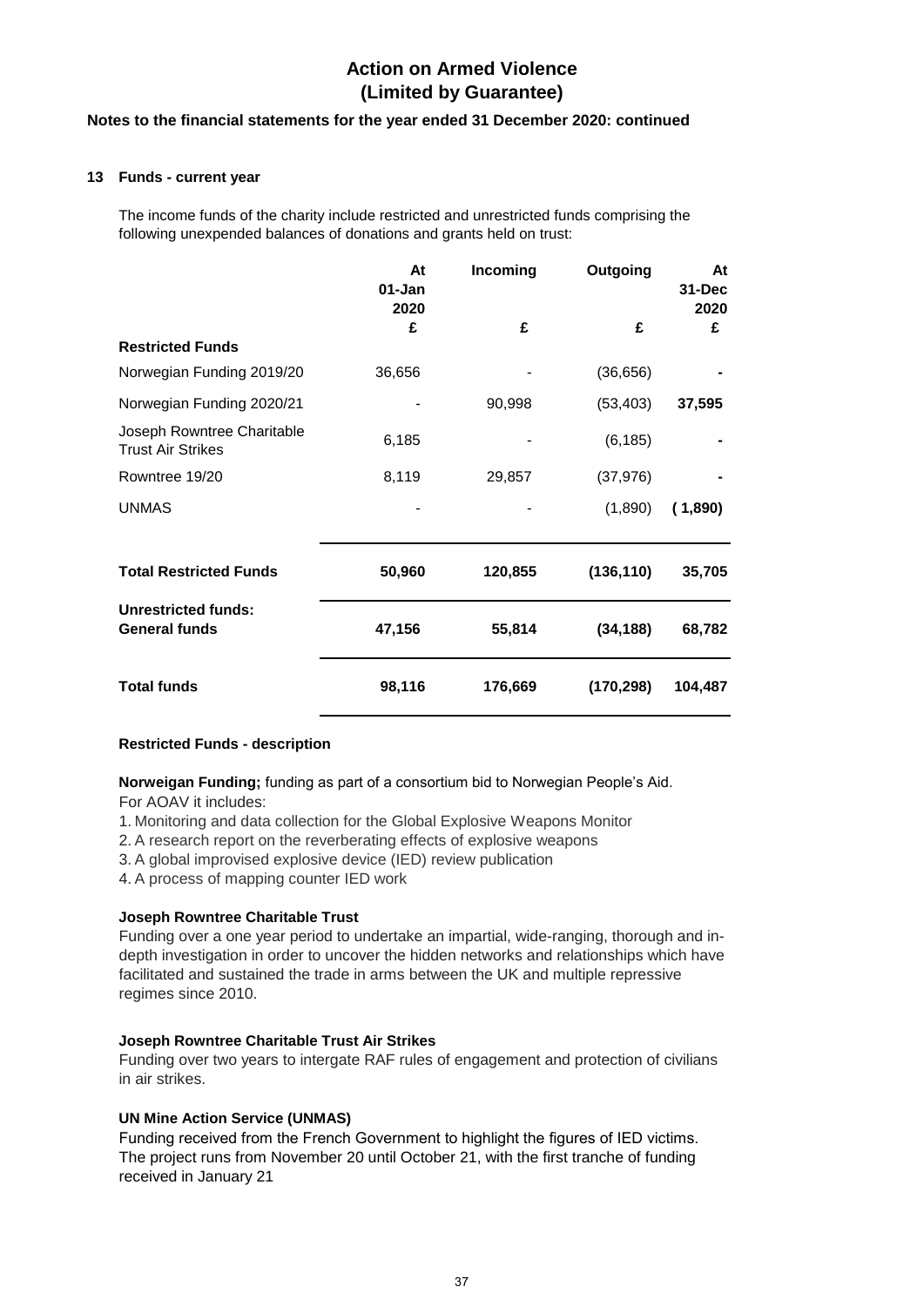# Action on Armed Violence
# (Limited by Guarantee)

**Notes to the financial statements for the year ended 31 December 2020: continued**

### 13 Funds - current year

The income funds of the charity include restricted and unrestricted funds comprising the following unexpended balances of donations and grants held on trust:

| | At 01-Jan 2020 | Incoming | Outgoing | At 31-Dec 2020 |
|---|---|---|---|---|
| | £ | £ | £ | £ |
| **Restricted Funds** | | | | |
| Norwegian Funding 2019/20 | 36,656 | - | (36,656) | **-** |
| Norwegian Funding 2020/21 | - | 90,998 | (53,403) | **37,595** |
| Joseph Rowntree Charitable Trust Air Strikes | 6,185 | - | (6,185) | **-** |
| Rowntree 19/20 | 8,119 | 29,857 | (37,976) | **-** |
| UNMAS | - | - | (1,890) | **( 1,890)** |
| **Total Restricted Funds** | **50,960** | **120,855** | **(136,110)** | **35,705** |
| **Unrestricted funds: General funds** | **47,156** | **55,814** | **(34,188)** | **68,782** |
| **Total funds** | **98,116** | **176,669** | **(170,298)** | **104,487** |

**Restricted Funds - description**

**Norweigan Funding;** funding as part of a consortium bid to Norwegian People's Aid.
For AOAV it includes:

1. Monitoring and data collection for the Global Explosive Weapons Monitor
2. A research report on the reverberating effects of explosive weapons
3. A global improvised explosive device (IED) review publication
4. A process of mapping counter IED work

**Joseph Rowntree Charitable Trust**

Funding over a one year period to undertake an impartial, wide-ranging, thorough and in-depth investigation in order to uncover the hidden networks and relationships which have facilitated and sustained the trade in arms between the UK and multiple repressive regimes since 2010.

**Joseph Rowntree Charitable Trust Air Strikes**

Funding over two years to intergate RAF rules of engagement and protection of civilians in air strikes.

**UN Mine Action Service (UNMAS)**

Funding received from the French Government to highlight the figures of IED victims. The project runs from November 20 until October 21, with the first tranche of funding received in January 21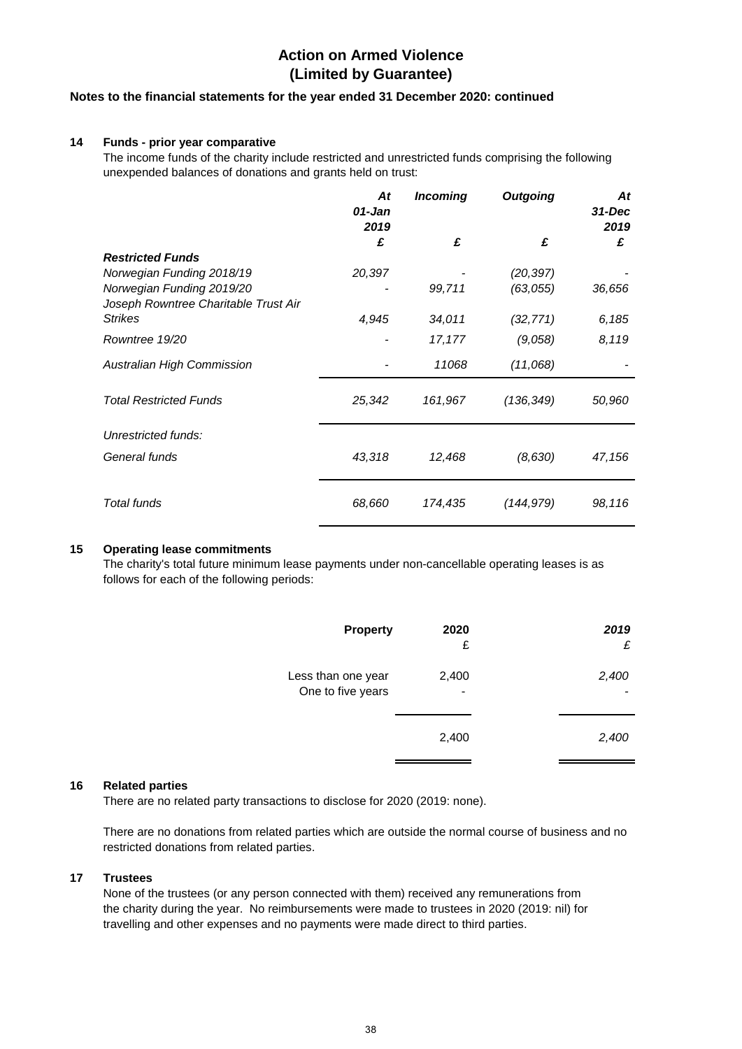# Action on Armed Violence
# (Limited by Guarantee)

**Notes to the financial statements for the year ended 31 December 2020: continued**

### 14 Funds - prior year comparative

The income funds of the charity include restricted and unrestricted funds comprising the following unexpended balances of donations and grants held on trust:

| | *At 01-Jan 2019* | *Incoming* | *Outgoing* | *At 31-Dec 2019* |
|---|---|---|---|---|
| | *£* | *£* | *£* | *£* |
| ***Restricted Funds*** | | | | |
| *Norwegian Funding 2018/19* | *20,397* | *-* | *(20,397)* | *-* |
| *Norwegian Funding 2019/20* | *-* | *99,711* | *(63,055)* | *36,656* |
| *Joseph Rowntree Charitable Trust Air Strikes* | *4,945* | *34,011* | *(32,771)* | *6,185* |
| *Rowntree 19/20* | *-* | *17,177* | *(9,058)* | *8,119* |
| *Australian High Commission* | *-* | *11068* | *(11,068)* | *-* |
| *Total Restricted Funds* | *25,342* | *161,967* | *(136,349)* | *50,960* |
| *Unrestricted funds:* | | | | |
| *General funds* | *43,318* | *12,468* | *(8,630)* | *47,156* |
| *Total funds* | *68,660* | *174,435* | *(144,979)* | *98,116* |

### 15 Operating lease commitments

The charity's total future minimum lease payments under non-cancellable operating leases is as follows for each of the following periods:

| **Property** | **2020** | ***2019*** |
|---|---|---|
| | £ | *£* |
| Less than one year | 2,400 | *2,400* |
| One to five years | - | - |
| | 2,400 | *2,400* |

### 16 Related parties

There are no related party transactions to disclose for 2020 (2019: none).

There are no donations from related parties which are outside the normal course of business and no restricted donations from related parties.

### 17 Trustees

None of the trustees (or any person connected with them) received any remunerations from the charity during the year. No reimbursements were made to trustees in 2020 (2019: nil) for travelling and other expenses and no payments were made direct to third parties.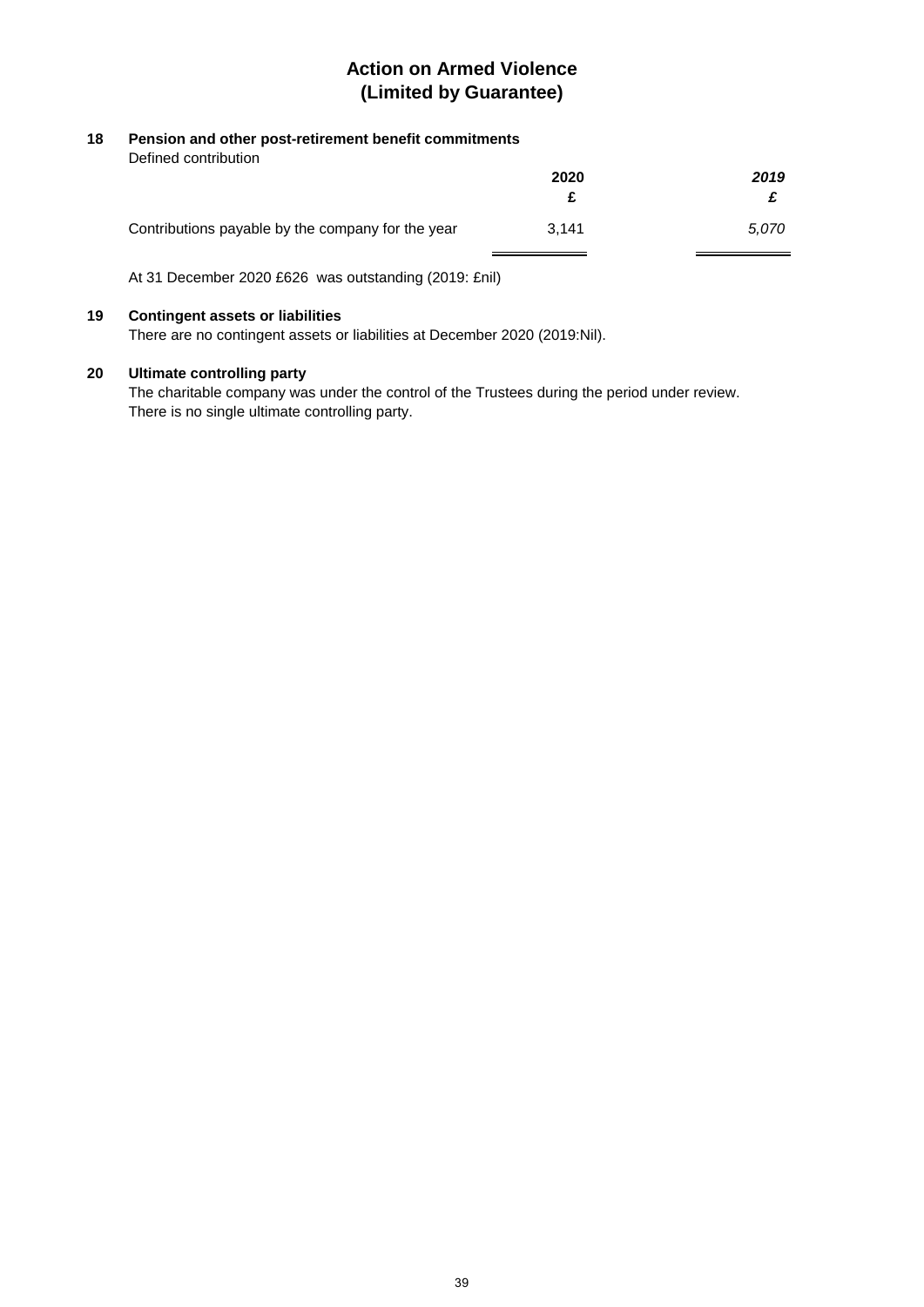# Action on Armed Violence
# (Limited by Guarantee)

## 18 Pension and other post-retirement benefit commitments

Defined contribution

| | 2020 | *2019* |
|---|---|---|
| | £ | *£* |
| Contributions payable by the company for the year | 3,141 | *5,070* |

At 31 December 2020 £626 was outstanding (2019: £nil)

## 19 Contingent assets or liabilities

There are no contingent assets or liabilities at December 2020 (2019:Nil).

## 20 Ultimate controlling party

The charitable company was under the control of the Trustees during the period under review.
There is no single ultimate controlling party.